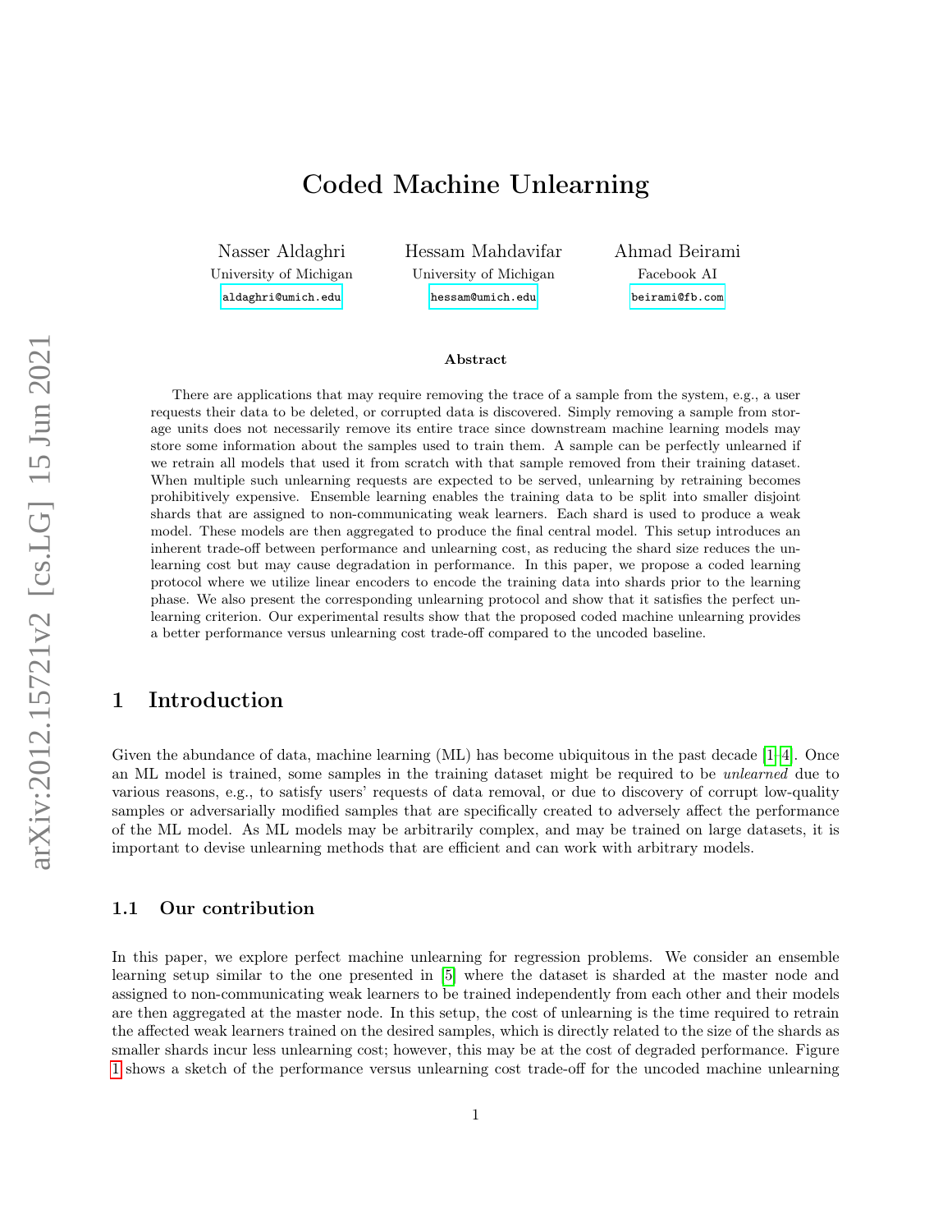# Coded Machine Unlearning

Nasser Aldaghri
University of Michigan
aldaghri@umich.edu

Hessam Mahdavifar
University of Michigan
hessam@umich.edu

Ahmad Beirami
Facebook AI
beirami@fb.com

### Abstract

There are applications that may require removing the trace of a sample from the system, e.g., a user requests their data to be deleted, or corrupted data is discovered. Simply removing a sample from storage units does not necessarily remove its entire trace since downstream machine learning models may store some information about the samples used to train them. A sample can be perfectly unlearned if we retrain all models that used it from scratch with that sample removed from their training dataset. When multiple such unlearning requests are expected to be served, unlearning by retraining becomes prohibitively expensive. Ensemble learning enables the training data to be split into smaller disjoint shards that are assigned to non-communicating weak learners. Each shard is used to produce a weak model. These models are then aggregated to produce the final central model. This setup introduces an inherent trade-off between performance and unlearning cost, as reducing the shard size reduces the unlearning cost but may cause degradation in performance. In this paper, we propose a coded learning protocol where we utilize linear encoders to encode the training data into shards prior to the learning phase. We also present the corresponding unlearning protocol and show that it satisfies the perfect unlearning criterion. Our experimental results show that the proposed coded machine unlearning provides a better performance versus unlearning cost trade-off compared to the uncoded baseline.

## 1 Introduction

Given the abundance of data, machine learning (ML) has become ubiquitous in the past decade [1–4]. Once an ML model is trained, some samples in the training dataset might be required to be *unlearned* due to various reasons, e.g., to satisfy users' requests of data removal, or due to discovery of corrupt low-quality samples or adversarially modified samples that are specifically created to adversely affect the performance of the ML model. As ML models may be arbitrarily complex, and may be trained on large datasets, it is important to devise unlearning methods that are efficient and can work with arbitrary models.

### 1.1 Our contribution

In this paper, we explore perfect machine unlearning for regression problems. We consider an ensemble learning setup similar to the one presented in [5] where the dataset is sharded at the master node and assigned to non-communicating weak learners to be trained independently from each other and their models are then aggregated at the master node. In this setup, the cost of unlearning is the time required to retrain the affected weak learners trained on the desired samples, which is directly related to the size of the shards as smaller shards incur less unlearning cost; however, this may be at the cost of degraded performance. Figure 1 shows a sketch of the performance versus unlearning cost trade-off for the uncoded machine unlearning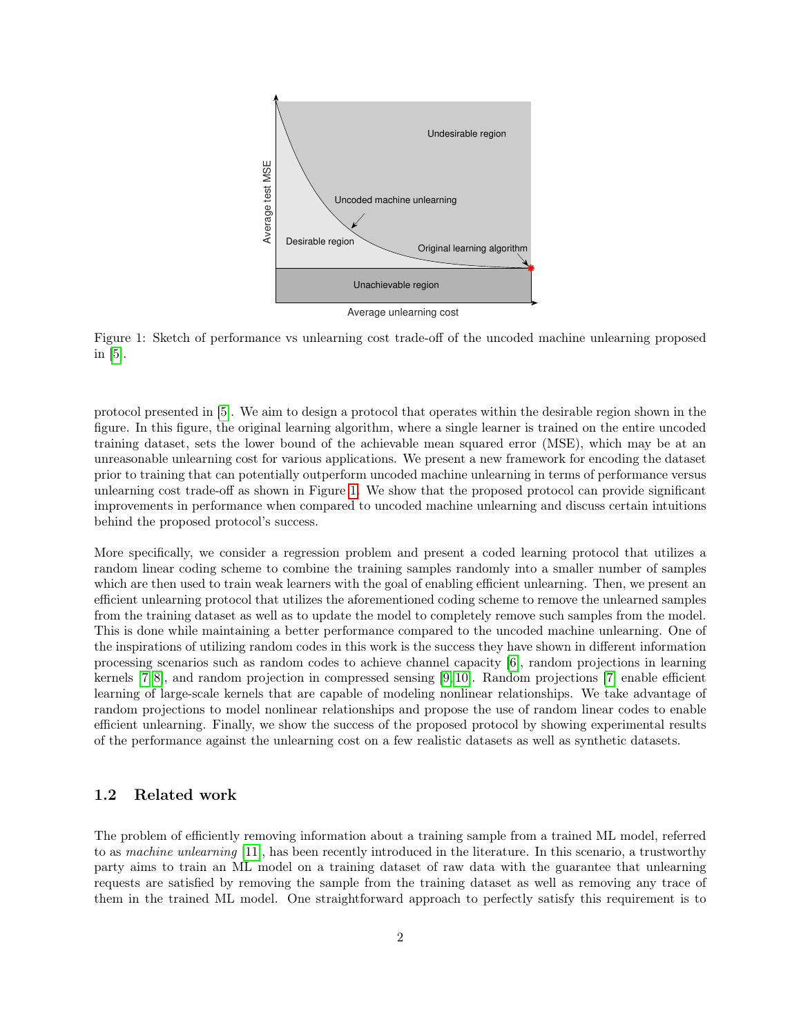Figure 1: Sketch of performance vs unlearning cost trade-off of the uncoded machine unlearning proposed in [5].

protocol presented in [5]. We aim to design a protocol that operates within the desirable region shown in the figure. In this figure, the original learning algorithm, where a single learner is trained on the entire uncoded training dataset, sets the lower bound of the achievable mean squared error (MSE), which may be at an unreasonable unlearning cost for various applications. We present a new framework for encoding the dataset prior to training that can potentially outperform uncoded machine unlearning in terms of performance versus unlearning cost trade-off as shown in Figure 1. We show that the proposed protocol can provide significant improvements in performance when compared to uncoded machine unlearning and discuss certain intuitions behind the proposed protocol's success.

More specifically, we consider a regression problem and present a coded learning protocol that utilizes a random linear coding scheme to combine the training samples randomly into a smaller number of samples which are then used to train weak learners with the goal of enabling efficient unlearning. Then, we present an efficient unlearning protocol that utilizes the aforementioned coding scheme to remove the unlearned samples from the training dataset as well as to update the model to completely remove such samples from the model. This is done while maintaining a better performance compared to the uncoded machine unlearning. One of the inspirations of utilizing random codes in this work is the success they have shown in different information processing scenarios such as random codes to achieve channel capacity [6], random projections in learning kernels [7, 8], and random projection in compressed sensing [9, 10]. Random projections [7] enable efficient learning of large-scale kernels that are capable of modeling nonlinear relationships. We take advantage of random projections to model nonlinear relationships and propose the use of random linear codes to enable efficient unlearning. Finally, we show the success of the proposed protocol by showing experimental results of the performance against the unlearning cost on a few realistic datasets as well as synthetic datasets.

### 1.2 Related work

The problem of efficiently removing information about a training sample from a trained ML model, referred to as *machine unlearning* [11], has been recently introduced in the literature. In this scenario, a trustworthy party aims to train an ML model on a training dataset of raw data with the guarantee that unlearning requests are satisfied by removing the sample from the training dataset as well as removing any trace of them in the trained ML model. One straightforward approach to perfectly satisfy this requirement is to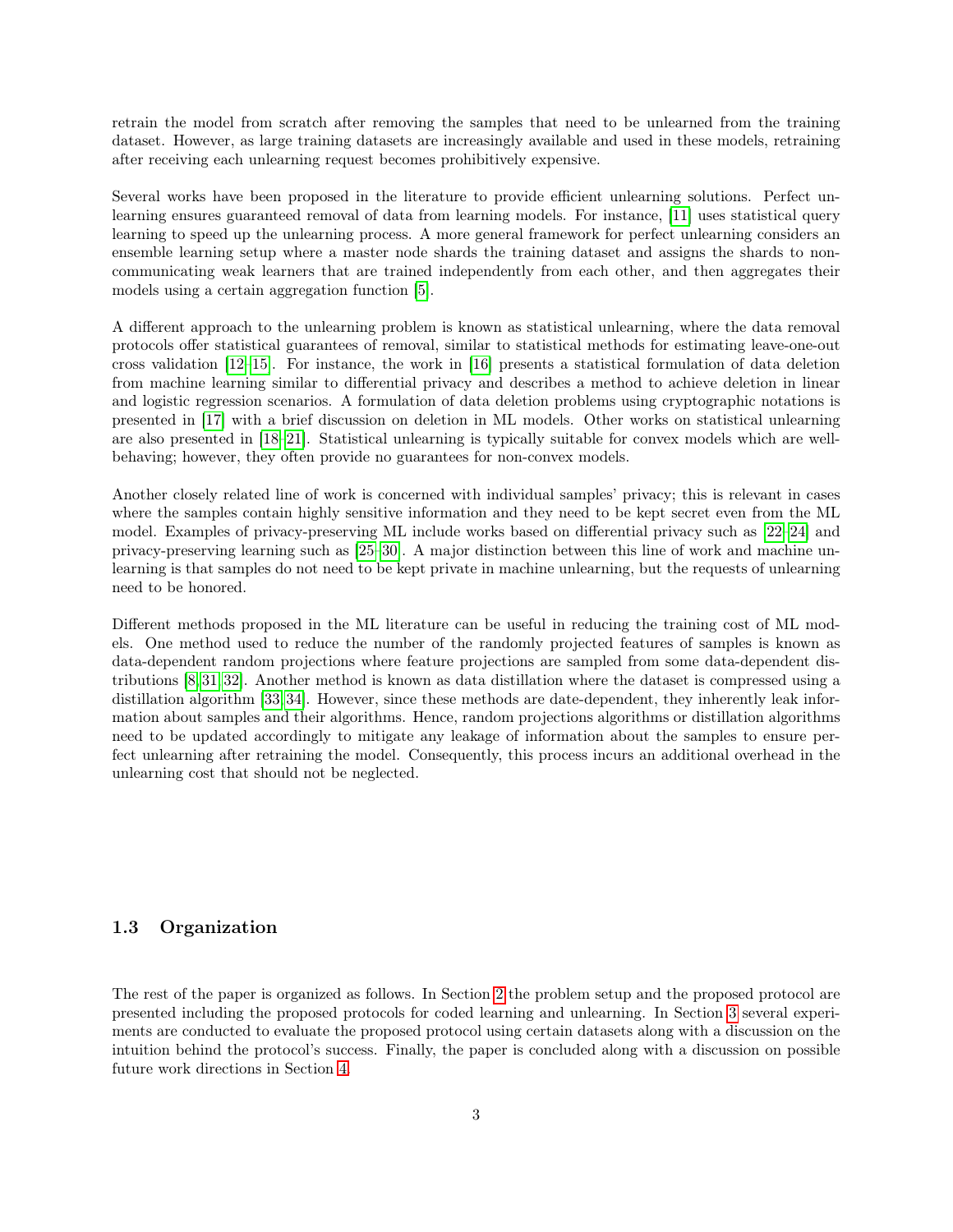retrain the model from scratch after removing the samples that need to be unlearned from the training dataset. However, as large training datasets are increasingly available and used in these models, retraining after receiving each unlearning request becomes prohibitively expensive.

Several works have been proposed in the literature to provide efficient unlearning solutions. Perfect unlearning ensures guaranteed removal of data from learning models. For instance, [11] uses statistical query learning to speed up the unlearning process. A more general framework for perfect unlearning considers an ensemble learning setup where a master node shards the training dataset and assigns the shards to non-communicating weak learners that are trained independently from each other, and then aggregates their models using a certain aggregation function [5].

A different approach to the unlearning problem is known as statistical unlearning, where the data removal protocols offer statistical guarantees of removal, similar to statistical methods for estimating leave-one-out cross validation [12–15]. For instance, the work in [16] presents a statistical formulation of data deletion from machine learning similar to differential privacy and describes a method to achieve deletion in linear and logistic regression scenarios. A formulation of data deletion problems using cryptographic notations is presented in [17] with a brief discussion on deletion in ML models. Other works on statistical unlearning are also presented in [18–21]. Statistical unlearning is typically suitable for convex models which are well-behaving; however, they often provide no guarantees for non-convex models.

Another closely related line of work is concerned with individual samples' privacy; this is relevant in cases where the samples contain highly sensitive information and they need to be kept secret even from the ML model. Examples of privacy-preserving ML include works based on differential privacy such as [22–24] and privacy-preserving learning such as [25–30]. A major distinction between this line of work and machine unlearning is that samples do not need to be kept private in machine unlearning, but the requests of unlearning need to be honored.

Different methods proposed in the ML literature can be useful in reducing the training cost of ML models. One method used to reduce the number of the randomly projected features of samples is known as data-dependent random projections where feature projections are sampled from some data-dependent distributions [8, 31, 32]. Another method is known as data distillation where the dataset is compressed using a distillation algorithm [33, 34]. However, since these methods are date-dependent, they inherently leak information about samples and their algorithms. Hence, random projections algorithms or distillation algorithms need to be updated accordingly to mitigate any leakage of information about the samples to ensure perfect unlearning after retraining the model. Consequently, this process incurs an additional overhead in the unlearning cost that should not be neglected.

### 1.3 Organization

The rest of the paper is organized as follows. In Section 2 the problem setup and the proposed protocol are presented including the proposed protocols for coded learning and unlearning. In Section 3 several experiments are conducted to evaluate the proposed protocol using certain datasets along with a discussion on the intuition behind the protocol's success. Finally, the paper is concluded along with a discussion on possible future work directions in Section 4.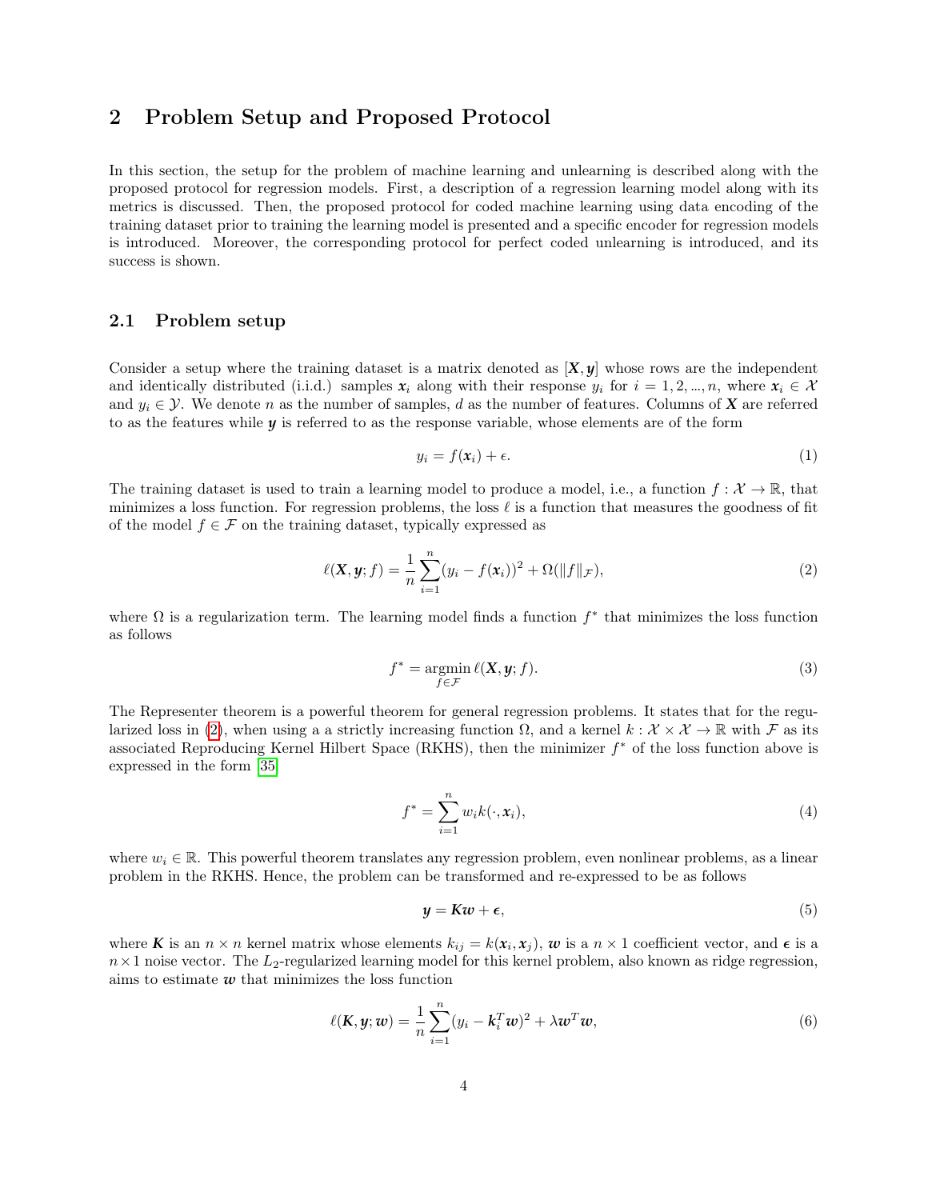## 2 Problem Setup and Proposed Protocol

In this section, the setup for the problem of machine learning and unlearning is described along with the proposed protocol for regression models. First, a description of a regression learning model along with its metrics is discussed. Then, the proposed protocol for coded machine learning using data encoding of the training dataset prior to training the learning model is presented and a specific encoder for regression models is introduced. Moreover, the corresponding protocol for perfect coded unlearning is introduced, and its success is shown.

### 2.1 Problem setup

Consider a setup where the training dataset is a matrix denoted as $[\boldsymbol{X}, \boldsymbol{y}]$ whose rows are the independent and identically distributed (i.i.d.) samples $\boldsymbol{x}_i$ along with their response $y_i$ for $i = 1, 2, ..., n$, where $\boldsymbol{x}_i \in \mathcal{X}$ and $y_i \in \mathcal{Y}$. We denote $n$ as the number of samples, $d$ as the number of features. Columns of $\boldsymbol{X}$ are referred to as the features while $\boldsymbol{y}$ is referred to as the response variable, whose elements are of the form

$$y_i = f(\boldsymbol{x}_i) + \epsilon. \tag{1}$$

The training dataset is used to train a learning model to produce a model, i.e., a function $f : \mathcal{X} \rightarrow \mathbb{R}$, that minimizes a loss function. For regression problems, the loss $\ell$ is a function that measures the goodness of fit of the model $f \in \mathcal{F}$ on the training dataset, typically expressed as

$$\ell(\boldsymbol{X}, \boldsymbol{y}; f) = \frac{1}{n} \sum_{i=1}^{n} (y_i - f(\boldsymbol{x}_i))^2 + \Omega(\|f\|_{\mathcal{F}}), \tag{2}$$

where $\Omega$ is a regularization term. The learning model finds a function $f^*$ that minimizes the loss function as follows

$$f^* = \underset{f \in \mathcal{F}}{\operatorname{argmin}}\, \ell(\boldsymbol{X}, \boldsymbol{y}; f). \tag{3}$$

The Representer theorem is a powerful theorem for general regression problems. It states that for the regularized loss in (2), when using a a strictly increasing function $\Omega$, and a kernel $k : \mathcal{X} \times \mathcal{X} \rightarrow \mathbb{R}$ with $\mathcal{F}$ as its associated Reproducing Kernel Hilbert Space (RKHS), then the minimizer $f^*$ of the loss function above is expressed in the form [35]

$$f^* = \sum_{i=1}^{n} w_i k(\cdot, \boldsymbol{x}_i), \tag{4}$$

where $w_i \in \mathbb{R}$. This powerful theorem translates any regression problem, even nonlinear problems, as a linear problem in the RKHS. Hence, the problem can be transformed and re-expressed to be as follows

$$\boldsymbol{y} = \boldsymbol{K}\boldsymbol{w} + \boldsymbol{\epsilon}, \tag{5}$$

where $\boldsymbol{K}$ is an $n \times n$ kernel matrix whose elements $k_{ij} = k(\boldsymbol{x}_i, \boldsymbol{x}_j)$, $\boldsymbol{w}$ is a $n \times 1$ coefficient vector, and $\boldsymbol{\epsilon}$ is a $n \times 1$ noise vector. The $L_2$-regularized learning model for this kernel problem, also known as ridge regression, aims to estimate $\boldsymbol{w}$ that minimizes the loss function

$$\ell(\boldsymbol{K}, \boldsymbol{y}; \boldsymbol{w}) = \frac{1}{n} \sum_{i=1}^{n} (y_i - \boldsymbol{k}_i^T \boldsymbol{w})^2 + \lambda \boldsymbol{w}^T \boldsymbol{w}, \tag{6}$$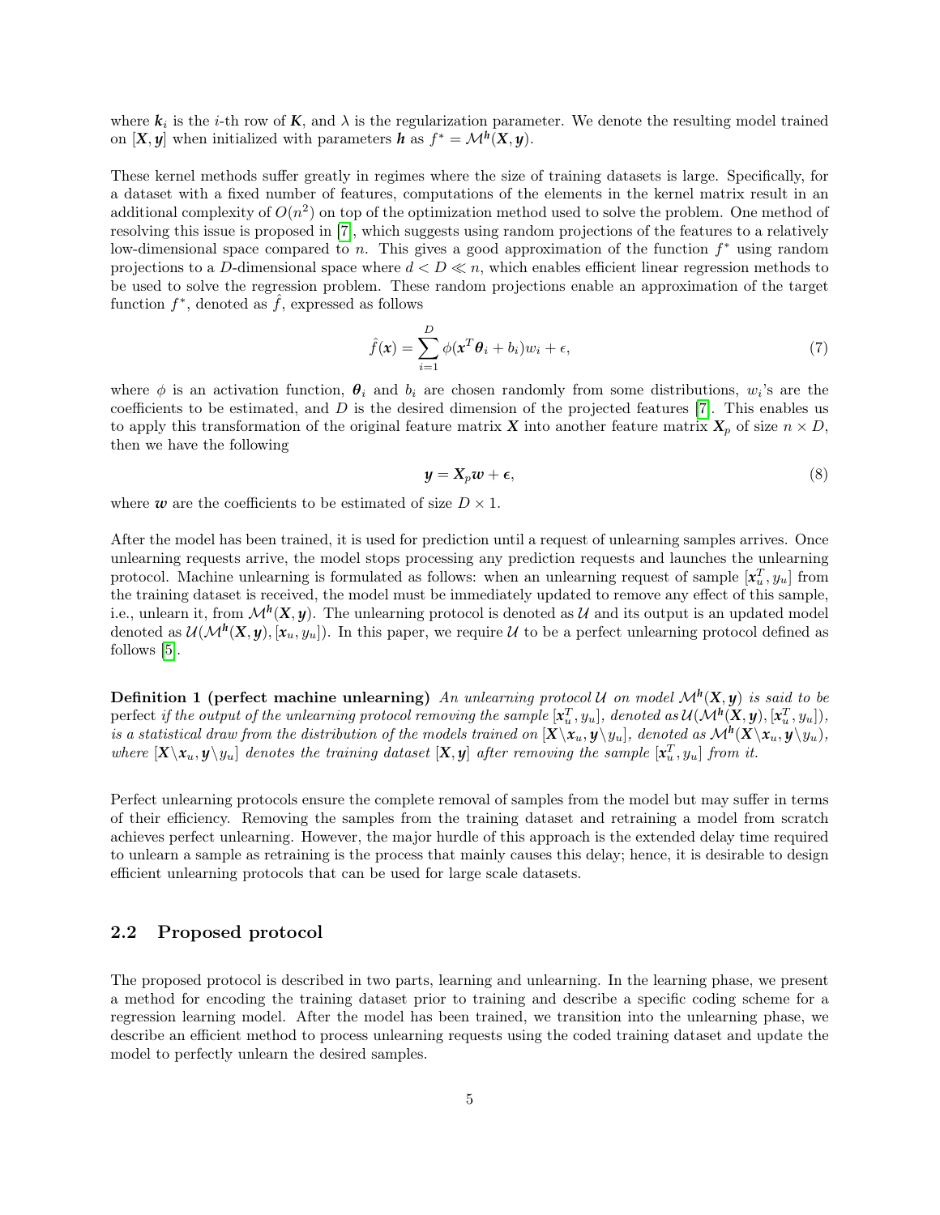where $\boldsymbol{k}_i$ is the $i$-th row of $\boldsymbol{K}$, and $\lambda$ is the regularization parameter. We denote the resulting model trained on $[\boldsymbol{X}, \boldsymbol{y}]$ when initialized with parameters $\boldsymbol{h}$ as $f^* = \mathcal{M}^{\boldsymbol{h}}(\boldsymbol{X}, \boldsymbol{y})$.

These kernel methods suffer greatly in regimes where the size of training datasets is large. Specifically, for a dataset with a fixed number of features, computations of the elements in the kernel matrix result in an additional complexity of $O(n^2)$ on top of the optimization method used to solve the problem. One method of resolving this issue is proposed in [7], which suggests using random projections of the features to a relatively low-dimensional space compared to $n$. This gives a good approximation of the function $f^*$ using random projections to a $D$-dimensional space where $d < D \ll n$, which enables efficient linear regression methods to be used to solve the regression problem. These random projections enable an approximation of the target function $f^*$, denoted as $\hat{f}$, expressed as follows

$$\hat{f}(\boldsymbol{x}) = \sum_{i=1}^{D} \phi(\boldsymbol{x}^T \boldsymbol{\theta}_i + b_i) w_i + \epsilon, \tag{7}$$

where $\phi$ is an activation function, $\boldsymbol{\theta}_i$ and $b_i$ are chosen randomly from some distributions, $w_i$'s are the coefficients to be estimated, and $D$ is the desired dimension of the projected features [7]. This enables us to apply this transformation of the original feature matrix $\boldsymbol{X}$ into another feature matrix $\boldsymbol{X}_p$ of size $n \times D$, then we have the following

$$\boldsymbol{y} = \boldsymbol{X}_p \boldsymbol{w} + \boldsymbol{\epsilon}, \tag{8}$$

where $\boldsymbol{w}$ are the coefficients to be estimated of size $D \times 1$.

After the model has been trained, it is used for prediction until a request of unlearning samples arrives. Once unlearning requests arrive, the model stops processing any prediction requests and launches the unlearning protocol. Machine unlearning is formulated as follows: when an unlearning request of sample $[\boldsymbol{x}_u^T, y_u]$ from the training dataset is received, the model must be immediately updated to remove any effect of this sample, i.e., unlearn it, from $\mathcal{M}^{\boldsymbol{h}}(\boldsymbol{X}, \boldsymbol{y})$. The unlearning protocol is denoted as $\mathcal{U}$ and its output is an updated model denoted as $\mathcal{U}(\mathcal{M}^{\boldsymbol{h}}(\boldsymbol{X}, \boldsymbol{y}), [\boldsymbol{x}_u, y_u])$. In this paper, we require $\mathcal{U}$ to be a perfect unlearning protocol defined as follows [5].

**Definition 1 (perfect machine unlearning)** *An unlearning protocol $\mathcal{U}$ on model $\mathcal{M}^{\boldsymbol{h}}(\boldsymbol{X}, \boldsymbol{y})$ is said to be* perfect *if the output of the unlearning protocol removing the sample $[\boldsymbol{x}_u^T, y_u]$, denoted as $\mathcal{U}(\mathcal{M}^{\boldsymbol{h}}(\boldsymbol{X}, \boldsymbol{y}), [\boldsymbol{x}_u^T, y_u])$, is a statistical draw from the distribution of the models trained on $[\boldsymbol{X} \backslash \boldsymbol{x}_u, \boldsymbol{y} \backslash y_u]$, denoted as $\mathcal{M}^{\boldsymbol{h}}(\boldsymbol{X} \backslash \boldsymbol{x}_u, \boldsymbol{y} \backslash y_u)$, where $[\boldsymbol{X} \backslash \boldsymbol{x}_u, \boldsymbol{y} \backslash y_u]$ denotes the training dataset $[\boldsymbol{X}, \boldsymbol{y}]$ after removing the sample $[\boldsymbol{x}_u^T, y_u]$ from it.*

Perfect unlearning protocols ensure the complete removal of samples from the model but may suffer in terms of their efficiency. Removing the samples from the training dataset and retraining a model from scratch achieves perfect unlearning. However, the major hurdle of this approach is the extended delay time required to unlearn a sample as retraining is the process that mainly causes this delay; hence, it is desirable to design efficient unlearning protocols that can be used for large scale datasets.

## 2.2 Proposed protocol

The proposed protocol is described in two parts, learning and unlearning. In the learning phase, we present a method for encoding the training dataset prior to training and describe a specific coding scheme for a regression learning model. After the model has been trained, we transition into the unlearning phase, we describe an efficient method to process unlearning requests using the coded training dataset and update the model to perfectly unlearn the desired samples.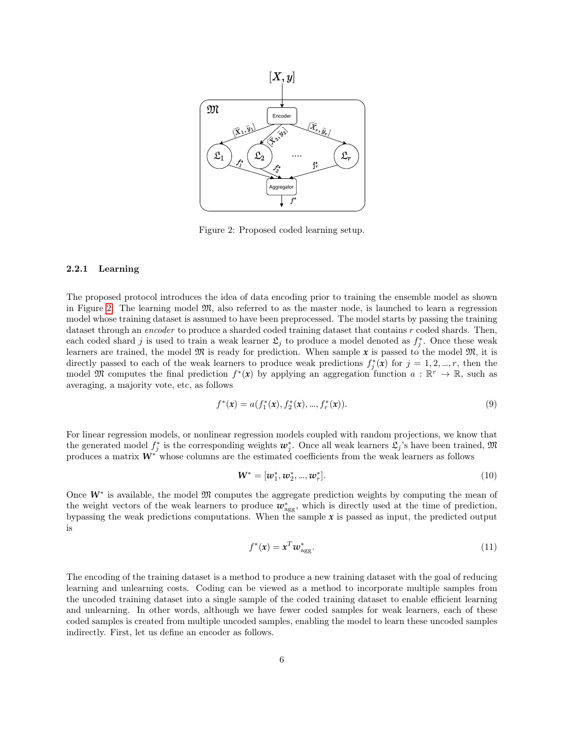Figure 2: Proposed coded learning setup.

#### 2.2.1 Learning

The proposed protocol introduces the idea of data encoding prior to training the ensemble model as shown in Figure 2. The learning model $\mathfrak{M}$, also referred to as the master node, is launched to learn a regression model whose training dataset is assumed to have been preprocessed. The model starts by passing the training dataset through an *encoder* to produce a sharded coded training dataset that contains $r$ coded shards. Then, each coded shard $j$ is used to train a weak learner $\mathfrak{L}_j$ to produce a model denoted as $f_j^*$. Once these weak learners are trained, the model $\mathfrak{M}$ is ready for prediction. When sample $\boldsymbol{x}$ is passed to the model $\mathfrak{M}$, it is directly passed to each of the weak learners to produce weak predictions $f_j^*(\boldsymbol{x})$ for $j = 1, 2, ..., r$, then the model $\mathfrak{M}$ computes the final prediction $f^*(\boldsymbol{x})$ by applying an aggregation function $a : \mathbb{R}^r \to \mathbb{R}$, such as averaging, a majority vote, etc, as follows

$$f^*(\boldsymbol{x}) = a(f_1^*(\boldsymbol{x}), f_2^*(\boldsymbol{x}), ..., f_r^*(\boldsymbol{x})). \tag{9}$$

For linear regression models, or nonlinear regression models coupled with random projections, we know that the generated model $f_j^*$ is the corresponding weights $\boldsymbol{w}_j^*$. Once all weak learners $\mathfrak{L}_j$'s have been trained, $\mathfrak{M}$ produces a matrix $\boldsymbol{W}^*$ whose columns are the estimated coefficients from the weak learners as follows

$$\boldsymbol{W}^* = [\boldsymbol{w}_1^*, \boldsymbol{w}_2^*, ..., \boldsymbol{w}_r^*]. \tag{10}$$

Once $\boldsymbol{W}^*$ is available, the model $\mathfrak{M}$ computes the aggregate prediction weights by computing the mean of the weight vectors of the weak learners to produce $\boldsymbol{w}_{\text{agg}}^*$, which is directly used at the time of prediction, bypassing the weak predictions computations. When the sample $\boldsymbol{x}$ is passed as input, the predicted output is

$$f^*(\boldsymbol{x}) = \boldsymbol{x}^T \boldsymbol{w}_{\text{agg}}^*. \tag{11}$$

The encoding of the training dataset is a method to produce a new training dataset with the goal of reducing learning and unlearning costs. Coding can be viewed as a method to incorporate multiple samples from the uncoded training dataset into a single sample of the coded training dataset to enable efficient learning and unlearning. In other words, although we have fewer coded samples for weak learners, each of these coded samples is created from multiple uncoded samples, enabling the model to learn these uncoded samples indirectly. First, let us define an encoder as follows.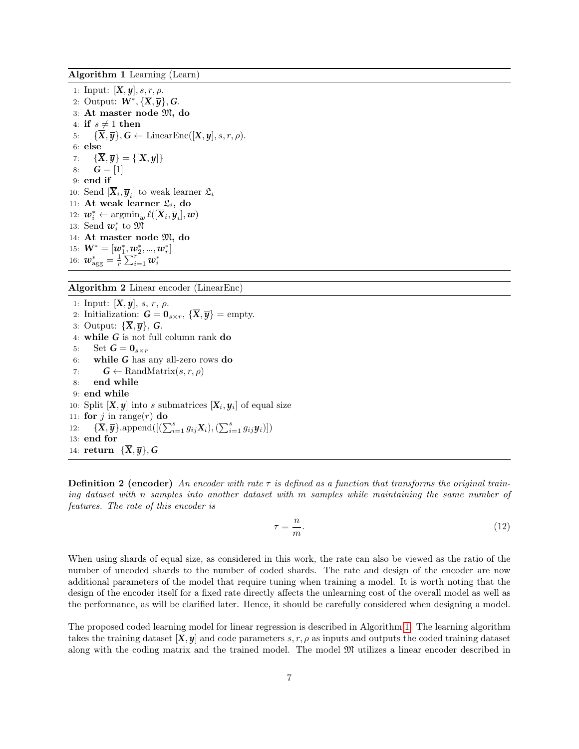**Algorithm 1** Learning (Learn)

1: Input: $[\boldsymbol{X}, \boldsymbol{y}], s, r, \rho$.
2: Output: $\boldsymbol{W}^*, \{\overline{\boldsymbol{X}}, \overline{\boldsymbol{y}}\}, \boldsymbol{G}$.
3: **At master node $\mathfrak{M}$, do**
4: **if** $s \neq 1$ **then**
5: $\quad\{\overline{\boldsymbol{X}}, \overline{\boldsymbol{y}}\}, \boldsymbol{G} \leftarrow$ LinearEnc$([\boldsymbol{X}, \boldsymbol{y}], s, r, \rho)$.
6: **else**
7: $\quad\{\overline{\boldsymbol{X}}, \overline{\boldsymbol{y}}\} = \{[\boldsymbol{X}, \boldsymbol{y}]\}$
8: $\quad\boldsymbol{G} = [1]$
9: **end if**
10: Send $[\overline{\boldsymbol{X}}_i, \overline{\boldsymbol{y}}_i]$ to weak learner $\mathfrak{L}_i$
11: **At weak learner $\mathfrak{L}_i$, do**
12: $\boldsymbol{w}_i^* \leftarrow \text{argmin}_{\boldsymbol{w}}\, \ell([\overline{\boldsymbol{X}}_i, \overline{\boldsymbol{y}}_i], \boldsymbol{w})$
13: Send $\boldsymbol{w}_i^*$ to $\mathfrak{M}$
14: **At master node $\mathfrak{M}$, do**
15: $\boldsymbol{W}^* = [\boldsymbol{w}_1^*, \boldsymbol{w}_2^*, ..., \boldsymbol{w}_r^*]$
16: $\boldsymbol{w}_{\text{agg}}^* = \frac{1}{r}\sum_{i=1}^{r} \boldsymbol{w}_i^*$

**Algorithm 2** Linear encoder (LinearEnc)

1: Input: $[\boldsymbol{X}, \boldsymbol{y}]$, $s$, $r$, $\rho$.
2: Initialization: $\boldsymbol{G} = \boldsymbol{0}_{s\times r}$, $\{\overline{\boldsymbol{X}}, \overline{\boldsymbol{y}}\}$ = empty.
3: Output: $\{\overline{\boldsymbol{X}}, \overline{\boldsymbol{y}}\}$, $\boldsymbol{G}$.
4: **while** $\boldsymbol{G}$ is not full column rank **do**
5: $\quad$Set $\boldsymbol{G} = \boldsymbol{0}_{s\times r}$
6: $\quad$**while** $\boldsymbol{G}$ has any all-zero rows **do**
7: $\quad\quad\boldsymbol{G} \leftarrow$ RandMatrix$(s, r, \rho)$
8: $\quad$**end while**
9: **end while**
10: Split $[\boldsymbol{X}, \boldsymbol{y}]$ into $s$ submatrices $[\boldsymbol{X}_i, \boldsymbol{y}_i]$ of equal size
11: **for** $j$ in range$(r)$ **do**
12: $\quad\{\overline{\boldsymbol{X}}, \overline{\boldsymbol{y}}\}$.append$([(\sum_{i=1}^{s} g_{ij}\boldsymbol{X}_i), (\sum_{i=1}^{s} g_{ij}\boldsymbol{y}_i)])$
13: **end for**
14: **return** $\{\overline{\boldsymbol{X}}, \overline{\boldsymbol{y}}\}, \boldsymbol{G}$

**Definition 2 (encoder)** *An encoder with rate $\tau$ is defined as a function that transforms the original training dataset with $n$ samples into another dataset with $m$ samples while maintaining the same number of features. The rate of this encoder is*

$$\tau = \frac{n}{m}. \tag{12}$$

When using shards of equal size, as considered in this work, the rate can also be viewed as the ratio of the number of uncoded shards to the number of coded shards. The rate and design of the encoder are now additional parameters of the model that require tuning when training a model. It is worth noting that the design of the encoder itself for a fixed rate directly affects the unlearning cost of the overall model as well as the performance, as will be clarified later. Hence, it should be carefully considered when designing a model.

The proposed coded learning model for linear regression is described in Algorithm 1. The learning algorithm takes the training dataset $[\boldsymbol{X}, \boldsymbol{y}]$ and code parameters $s, r, \rho$ as inputs and outputs the coded training dataset along with the coding matrix and the trained model. The model $\mathfrak{M}$ utilizes a linear encoder described in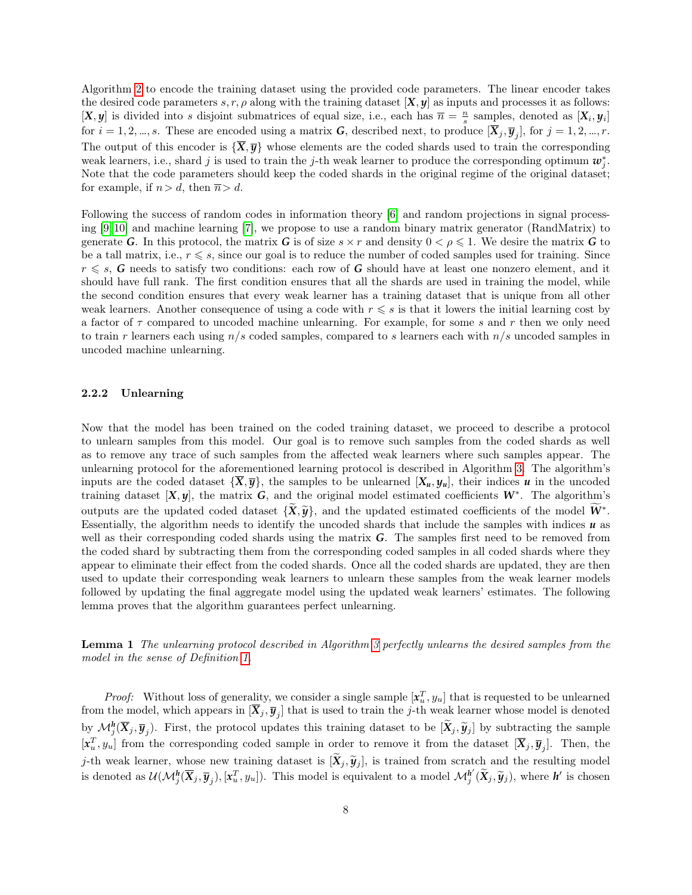Algorithm 2 to encode the training dataset using the provided code parameters. The linear encoder takes the desired code parameters $s, r, \rho$ along with the training dataset $[\boldsymbol{X}, \boldsymbol{y}]$ as inputs and processes it as follows: $[\boldsymbol{X}, \boldsymbol{y}]$ is divided into $s$ disjoint submatrices of equal size, i.e., each has $\overline{n} = \frac{n}{s}$ samples, denoted as $[\boldsymbol{X}_i, \boldsymbol{y}_i]$ for $i = 1, 2, ..., s$. These are encoded using a matrix $\boldsymbol{G}$, described next, to produce $[\overline{\boldsymbol{X}}_j, \overline{\boldsymbol{y}}_j]$, for $j = 1, 2, ..., r$. The output of this encoder is $\{\overline{\boldsymbol{X}}, \overline{\boldsymbol{y}}\}$ whose elements are the coded shards used to train the corresponding weak learners, i.e., shard $j$ is used to train the $j$-th weak learner to produce the corresponding optimum $\boldsymbol{w}_j^*$. Note that the code parameters should keep the coded shards in the original regime of the original dataset; for example, if $n > d$, then $\overline{n} > d$.

Following the success of random codes in information theory [6] and random projections in signal processing [9, 10] and machine learning [7], we propose to use a random binary matrix generator (RandMatrix) to generate $\boldsymbol{G}$. In this protocol, the matrix $\boldsymbol{G}$ is of size $s \times r$ and density $0 < \rho \leqslant 1$. We desire the matrix $\boldsymbol{G}$ to be a tall matrix, i.e., $r \leqslant s$, since our goal is to reduce the number of coded samples used for training. Since $r \leqslant s$, $\boldsymbol{G}$ needs to satisfy two conditions: each row of $\boldsymbol{G}$ should have at least one nonzero element, and it should have full rank. The first condition ensures that all the shards are used in training the model, while the second condition ensures that every weak learner has a training dataset that is unique from all other weak learners. Another consequence of using a code with $r \leqslant s$ is that it lowers the initial learning cost by a factor of $\tau$ compared to uncoded machine unlearning. For example, for some $s$ and $r$ then we only need to train $r$ learners each using $n/s$ coded samples, compared to $s$ learners each with $n/s$ uncoded samples in uncoded machine unlearning.

#### 2.2.2 Unlearning

Now that the model has been trained on the coded training dataset, we proceed to describe a protocol to unlearn samples from this model. Our goal is to remove such samples from the coded shards as well as to remove any trace of such samples from the affected weak learners where such samples appear. The unlearning protocol for the aforementioned learning protocol is described in Algorithm 3. The algorithm's inputs are the coded dataset $\{\overline{\boldsymbol{X}}, \overline{\boldsymbol{y}}\}$, the samples to be unlearned $[\boldsymbol{X}_{\boldsymbol{u}}, \boldsymbol{y}_{\boldsymbol{u}}]$, their indices $\boldsymbol{u}$ in the uncoded training dataset $[\boldsymbol{X}, \boldsymbol{y}]$, the matrix $\boldsymbol{G}$, and the original model estimated coefficients $\boldsymbol{W}^*$. The algorithm's outputs are the updated coded dataset $\{\widetilde{\boldsymbol{X}}, \widetilde{\boldsymbol{y}}\}$, and the updated estimated coefficients of the model $\widetilde{\boldsymbol{W}}^*$. Essentially, the algorithm needs to identify the uncoded shards that include the samples with indices $\boldsymbol{u}$ as well as their corresponding coded shards using the matrix $\boldsymbol{G}$. The samples first need to be removed from the coded shard by subtracting them from the corresponding coded samples in all coded shards where they appear to eliminate their effect from the coded shards. Once all the coded shards are updated, they are then used to update their corresponding weak learners to unlearn these samples from the weak learner models followed by updating the final aggregate model using the updated weak learners' estimates. The following lemma proves that the algorithm guarantees perfect unlearning.

**Lemma 1** *The unlearning protocol described in Algorithm 3 perfectly unlearns the desired samples from the model in the sense of Definition 1.*

*Proof:* Without loss of generality, we consider a single sample $[\boldsymbol{x}_u^T, y_u]$ that is requested to be unlearned from the model, which appears in $[\overline{\boldsymbol{X}}_j, \overline{\boldsymbol{y}}_j]$ that is used to train the $j$-th weak learner whose model is denoted by $\mathcal{M}_j^{\boldsymbol{h}}(\overline{\boldsymbol{X}}_j, \overline{\boldsymbol{y}}_j)$. First, the protocol updates this training dataset to be $[\widetilde{\boldsymbol{X}}_j, \widetilde{\boldsymbol{y}}_j]$ by subtracting the sample $[\boldsymbol{x}_u^T, y_u]$ from the corresponding coded sample in order to remove it from the dataset $[\overline{\boldsymbol{X}}_j, \overline{\boldsymbol{y}}_j]$. Then, the $j$-th weak learner, whose new training dataset is $[\widetilde{\boldsymbol{X}}_j, \widetilde{\boldsymbol{y}}_j]$, is trained from scratch and the resulting model is denoted as $\mathcal{U}(\mathcal{M}_j^{\boldsymbol{h}}(\overline{\boldsymbol{X}}_j, \overline{\boldsymbol{y}}_j), [\boldsymbol{x}_u^T, y_u])$. This model is equivalent to a model $\mathcal{M}_j^{\boldsymbol{h}'}(\widetilde{\boldsymbol{X}}_j, \widetilde{\boldsymbol{y}}_j)$, where $\boldsymbol{h}'$ is chosen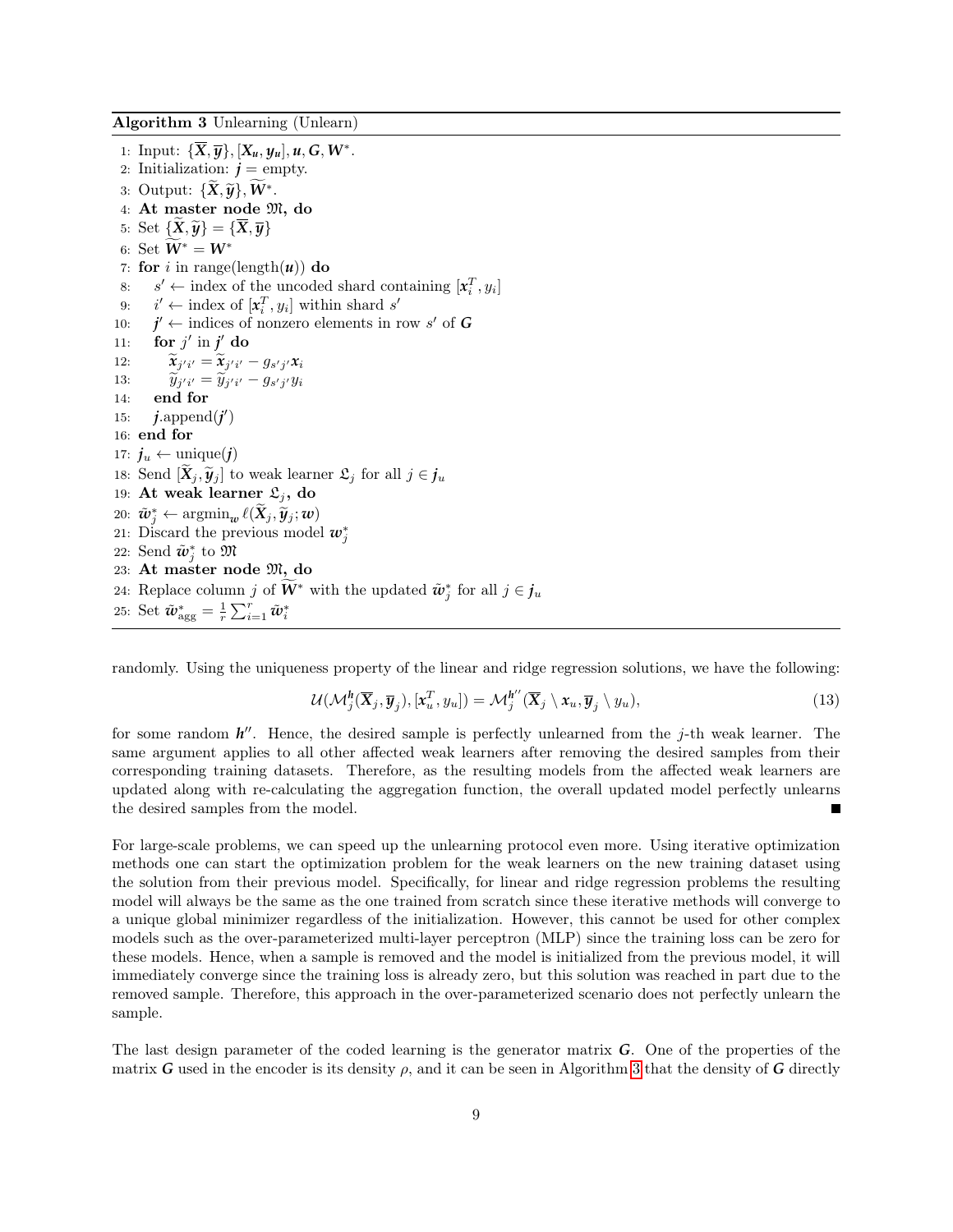**Algorithm 3** Unlearning (Unlearn)

1: Input: $\{\overline{\boldsymbol{X}}, \overline{\boldsymbol{y}}\}, [\boldsymbol{X_u}, \boldsymbol{y_u}], \boldsymbol{u}, \boldsymbol{G}, \boldsymbol{W}^*$.
2: Initialization: $\boldsymbol{j}$ = empty.
3: Output: $\{\widetilde{\boldsymbol{X}}, \widetilde{\boldsymbol{y}}\}, \widetilde{\boldsymbol{W}}^*$.
4: **At master node $\mathfrak{M}$, do**
5: Set $\{\widetilde{\boldsymbol{X}}, \widetilde{\boldsymbol{y}}\} = \{\overline{\boldsymbol{X}}, \overline{\boldsymbol{y}}\}$
6: Set $\widetilde{\boldsymbol{W}}^* = \boldsymbol{W}^*$
7: **for** $i$ in range(length($\boldsymbol{u}$)) **do**
8: $\quad s' \leftarrow$ index of the uncoded shard containing $[\boldsymbol{x}_i^T, y_i]$
9: $\quad i' \leftarrow$ index of $[\boldsymbol{x}_i^T, y_i]$ within shard $s'$
10: $\quad \boldsymbol{j}' \leftarrow$ indices of nonzero elements in row $s'$ of $\boldsymbol{G}$
11: $\quad$ **for** $j'$ in $\boldsymbol{j}'$ **do**
12: $\quad\quad \widetilde{\boldsymbol{x}}_{j'i'} = \widetilde{\boldsymbol{x}}_{j'i'} - g_{s'j'}\boldsymbol{x}_i$
13: $\quad\quad \widetilde{y}_{j'i'} = \widetilde{y}_{j'i'} - g_{s'j'}y_i$
14: $\quad$ **end for**
15: $\quad \boldsymbol{j}$.append($\boldsymbol{j}'$)
16: **end for**
17: $\boldsymbol{j}_u \leftarrow$ unique($\boldsymbol{j}$)
18: Send $[\widetilde{\boldsymbol{X}}_j, \widetilde{\boldsymbol{y}}_j]$ to weak learner $\mathfrak{L}_j$ for all $j \in \boldsymbol{j}_u$
19: **At weak learner $\mathfrak{L}_j$, do**
20: $\tilde{\boldsymbol{w}}_j^* \leftarrow \mathrm{argmin}_{\boldsymbol{w}}\, \ell(\widetilde{\boldsymbol{X}}_j, \widetilde{\boldsymbol{y}}_j; \boldsymbol{w})$
21: Discard the previous model $\boldsymbol{w}_j^*$
22: Send $\tilde{\boldsymbol{w}}_j^*$ to $\mathfrak{M}$
23: **At master node $\mathfrak{M}$, do**
24: Replace column $j$ of $\widetilde{\boldsymbol{W}}^*$ with the updated $\tilde{\boldsymbol{w}}_j^*$ for all $j \in \boldsymbol{j}_u$
25: Set $\tilde{\boldsymbol{w}}_{\text{agg}}^* = \frac{1}{r}\sum_{i=1}^{r} \tilde{\boldsymbol{w}}_i^*$

randomly. Using the uniqueness property of the linear and ridge regression solutions, we have the following:

$$\mathcal{U}(\mathcal{M}_j^{\boldsymbol{h}}(\overline{\boldsymbol{X}}_j, \overline{\boldsymbol{y}}_j), [\boldsymbol{x}_u^T, y_u]) = \mathcal{M}_j^{\boldsymbol{h}''}(\overline{\boldsymbol{X}}_j \setminus \boldsymbol{x}_u, \overline{\boldsymbol{y}}_j \setminus y_u), \tag{13}$$

for some random $\boldsymbol{h}''$. Hence, the desired sample is perfectly unlearned from the $j$-th weak learner. The same argument applies to all other affected weak learners after removing the desired samples from their corresponding training datasets. Therefore, as the resulting models from the affected weak learners are updated along with re-calculating the aggregation function, the overall updated model perfectly unlearns the desired samples from the model. ■

For large-scale problems, we can speed up the unlearning protocol even more. Using iterative optimization methods one can start the optimization problem for the weak learners on the new training dataset using the solution from their previous model. Specifically, for linear and ridge regression problems the resulting model will always be the same as the one trained from scratch since these iterative methods will converge to a unique global minimizer regardless of the initialization. However, this cannot be used for other complex models such as the over-parameterized multi-layer perceptron (MLP) since the training loss can be zero for these models. Hence, when a sample is removed and the model is initialized from the previous model, it will immediately converge since the training loss is already zero, but this solution was reached in part due to the removed sample. Therefore, this approach in the over-parameterized scenario does not perfectly unlearn the sample.

The last design parameter of the coded learning is the generator matrix $\boldsymbol{G}$. One of the properties of the matrix $\boldsymbol{G}$ used in the encoder is its density $\rho$, and it can be seen in Algorithm 3 that the density of $\boldsymbol{G}$ directly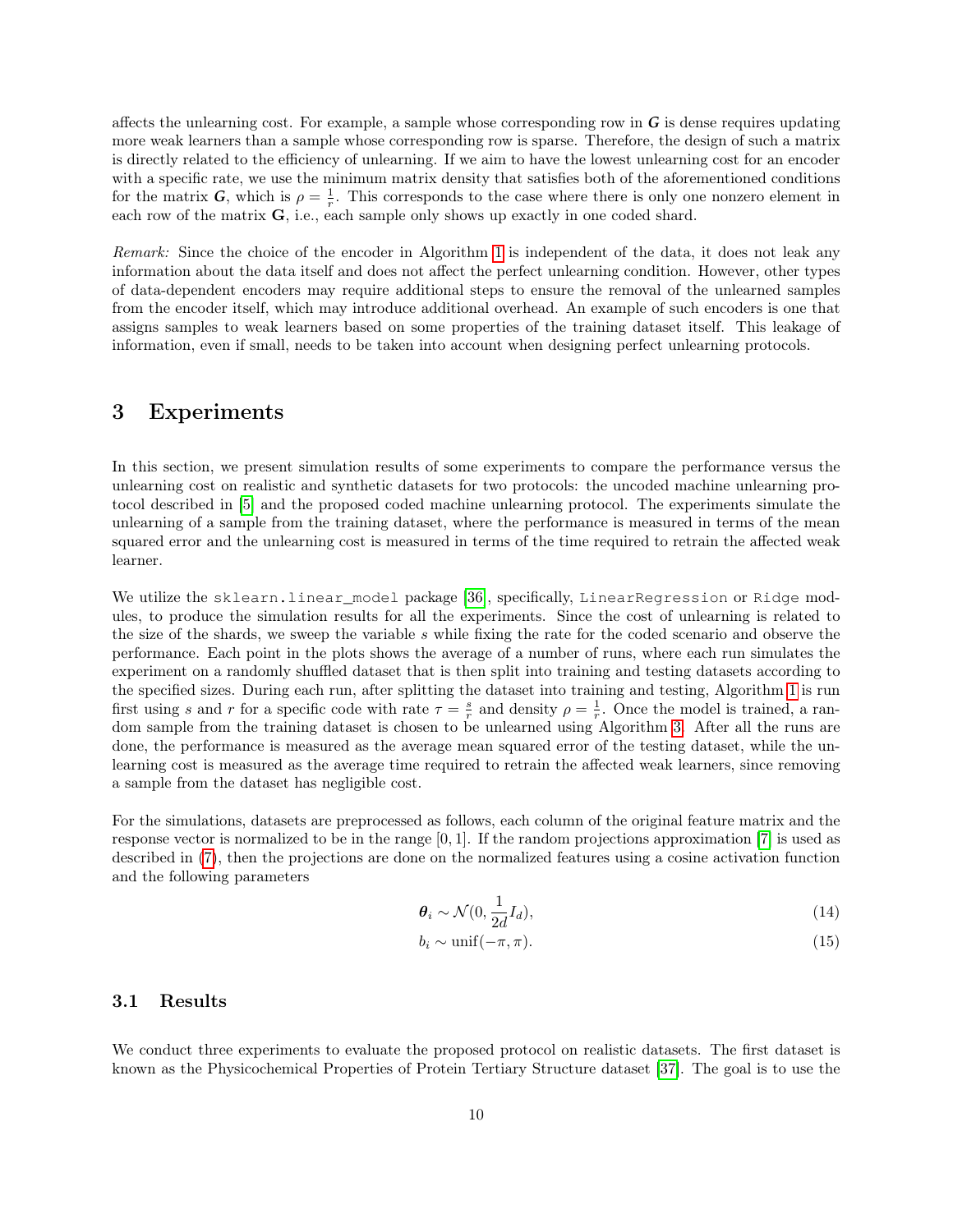affects the unlearning cost. For example, a sample whose corresponding row in $\boldsymbol{G}$ is dense requires updating more weak learners than a sample whose corresponding row is sparse. Therefore, the design of such a matrix is directly related to the efficiency of unlearning. If we aim to have the lowest unlearning cost for an encoder with a specific rate, we use the minimum matrix density that satisfies both of the aforementioned conditions for the matrix $\boldsymbol{G}$, which is $\rho = \frac{1}{r}$. This corresponds to the case where there is only one nonzero element in each row of the matrix $\mathbf{G}$, i.e., each sample only shows up exactly in one coded shard.

*Remark:* Since the choice of the encoder in Algorithm 1 is independent of the data, it does not leak any information about the data itself and does not affect the perfect unlearning condition. However, other types of data-dependent encoders may require additional steps to ensure the removal of the unlearned samples from the encoder itself, which may introduce additional overhead. An example of such encoders is one that assigns samples to weak learners based on some properties of the training dataset itself. This leakage of information, even if small, needs to be taken into account when designing perfect unlearning protocols.

# 3 Experiments

In this section, we present simulation results of some experiments to compare the performance versus the unlearning cost on realistic and synthetic datasets for two protocols: the uncoded machine unlearning protocol described in [5] and the proposed coded machine unlearning protocol. The experiments simulate the unlearning of a sample from the training dataset, where the performance is measured in terms of the mean squared error and the unlearning cost is measured in terms of the time required to retrain the affected weak learner.

We utilize the `sklearn.linear_model` package [36], specifically, `LinearRegression` or `Ridge` modules, to produce the simulation results for all the experiments. Since the cost of unlearning is related to the size of the shards, we sweep the variable $s$ while fixing the rate for the coded scenario and observe the performance. Each point in the plots shows the average of a number of runs, where each run simulates the experiment on a randomly shuffled dataset that is then split into training and testing datasets according to the specified sizes. During each run, after splitting the dataset into training and testing, Algorithm 1 is run first using $s$ and $r$ for a specific code with rate $\tau = \frac{s}{r}$ and density $\rho = \frac{1}{r}$. Once the model is trained, a random sample from the training dataset is chosen to be unlearned using Algorithm 3. After all the runs are done, the performance is measured as the average mean squared error of the testing dataset, while the unlearning cost is measured as the average time required to retrain the affected weak learners, since removing a sample from the dataset has negligible cost.

For the simulations, datasets are preprocessed as follows, each column of the original feature matrix and the response vector is normalized to be in the range $[0, 1]$. If the random projections approximation [7] is used as described in (7), then the projections are done on the normalized features using a cosine activation function and the following parameters

$$\boldsymbol{\theta}_i \sim \mathcal{N}(0, \frac{1}{2d} I_d), \tag{14}$$

$$b_i \sim \text{unif}(-\pi, \pi). \tag{15}$$

## 3.1 Results

We conduct three experiments to evaluate the proposed protocol on realistic datasets. The first dataset is known as the Physicochemical Properties of Protein Tertiary Structure dataset [37]. The goal is to use the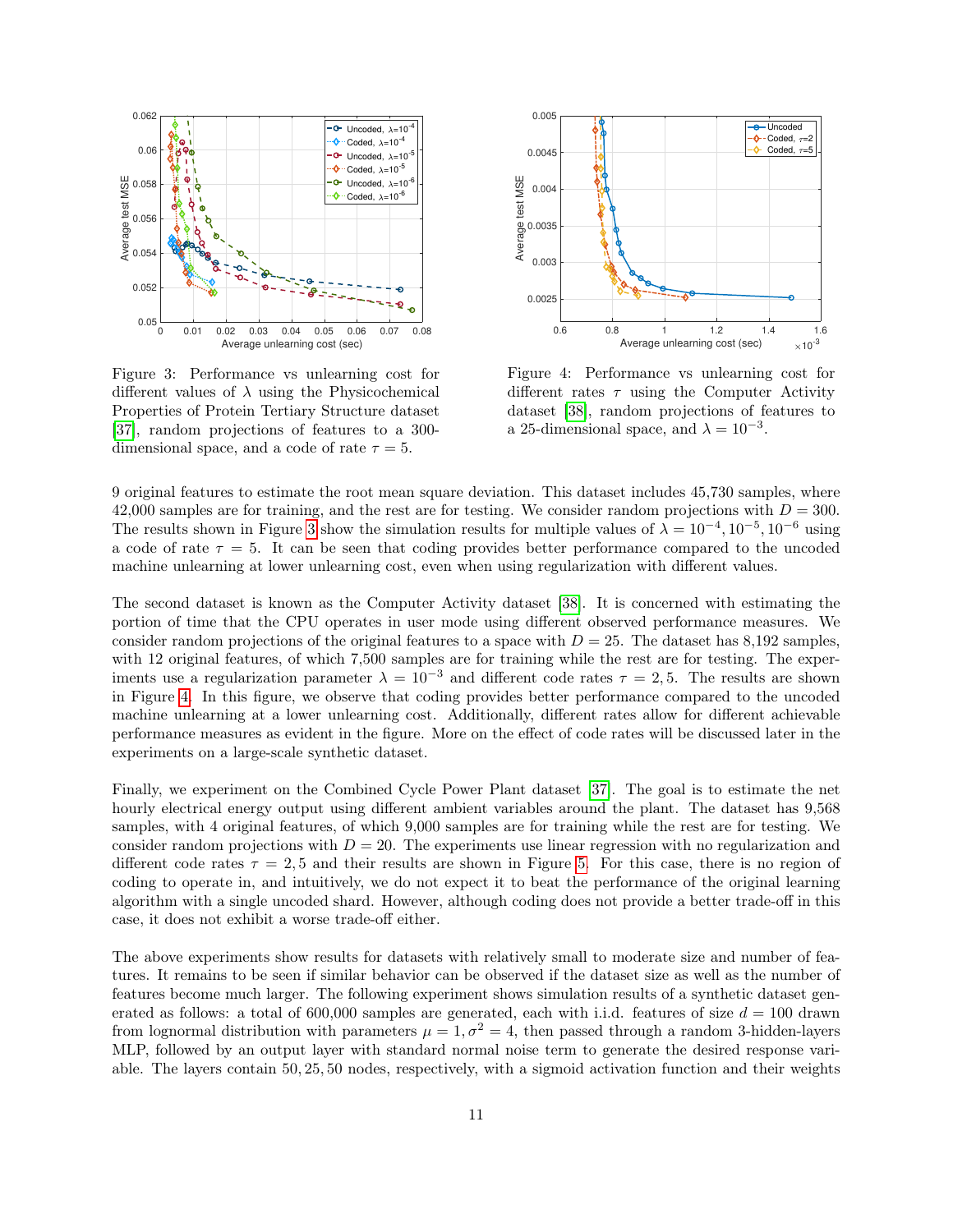Figure 3: Performance vs unlearning cost for different values of $\lambda$ using the Physicochemical Properties of Protein Tertiary Structure dataset [37], random projections of features to a 300-dimensional space, and a code of rate $\tau = 5$.

Figure 4: Performance vs unlearning cost for different rates $\tau$ using the Computer Activity dataset [38], random projections of features to a 25-dimensional space, and $\lambda = 10^{-3}$.

9 original features to estimate the root mean square deviation. This dataset includes 45,730 samples, where 42,000 samples are for training, and the rest are for testing. We consider random projections with $D = 300$. The results shown in Figure 3 show the simulation results for multiple values of $\lambda = 10^{-4}, 10^{-5}, 10^{-6}$ using a code of rate $\tau = 5$. It can be seen that coding provides better performance compared to the uncoded machine unlearning at lower unlearning cost, even when using regularization with different values.

The second dataset is known as the Computer Activity dataset [38]. It is concerned with estimating the portion of time that the CPU operates in user mode using different observed performance measures. We consider random projections of the original features to a space with $D = 25$. The dataset has 8,192 samples, with 12 original features, of which 7,500 samples are for training while the rest are for testing. The experiments use a regularization parameter $\lambda = 10^{-3}$ and different code rates $\tau = 2, 5$. The results are shown in Figure 4. In this figure, we observe that coding provides better performance compared to the uncoded machine unlearning at a lower unlearning cost. Additionally, different rates allow for different achievable performance measures as evident in the figure. More on the effect of code rates will be discussed later in the experiments on a large-scale synthetic dataset.

Finally, we experiment on the Combined Cycle Power Plant dataset [37]. The goal is to estimate the net hourly electrical energy output using different ambient variables around the plant. The dataset has 9,568 samples, with 4 original features, of which 9,000 samples are for training while the rest are for testing. We consider random projections with $D = 20$. The experiments use linear regression with no regularization and different code rates $\tau = 2, 5$ and their results are shown in Figure 5. For this case, there is no region of coding to operate in, and intuitively, we do not expect it to beat the performance of the original learning algorithm with a single uncoded shard. However, although coding does not provide a better trade-off in this case, it does not exhibit a worse trade-off either.

The above experiments show results for datasets with relatively small to moderate size and number of features. It remains to be seen if similar behavior can be observed if the dataset size as well as the number of features become much larger. The following experiment shows simulation results of a synthetic dataset generated as follows: a total of 600,000 samples are generated, each with i.i.d. features of size $d = 100$ drawn from lognormal distribution with parameters $\mu = 1, \sigma^2 = 4$, then passed through a random 3-hidden-layers MLP, followed by an output layer with standard normal noise term to generate the desired response variable. The layers contain 50, 25, 50 nodes, respectively, with a sigmoid activation function and their weights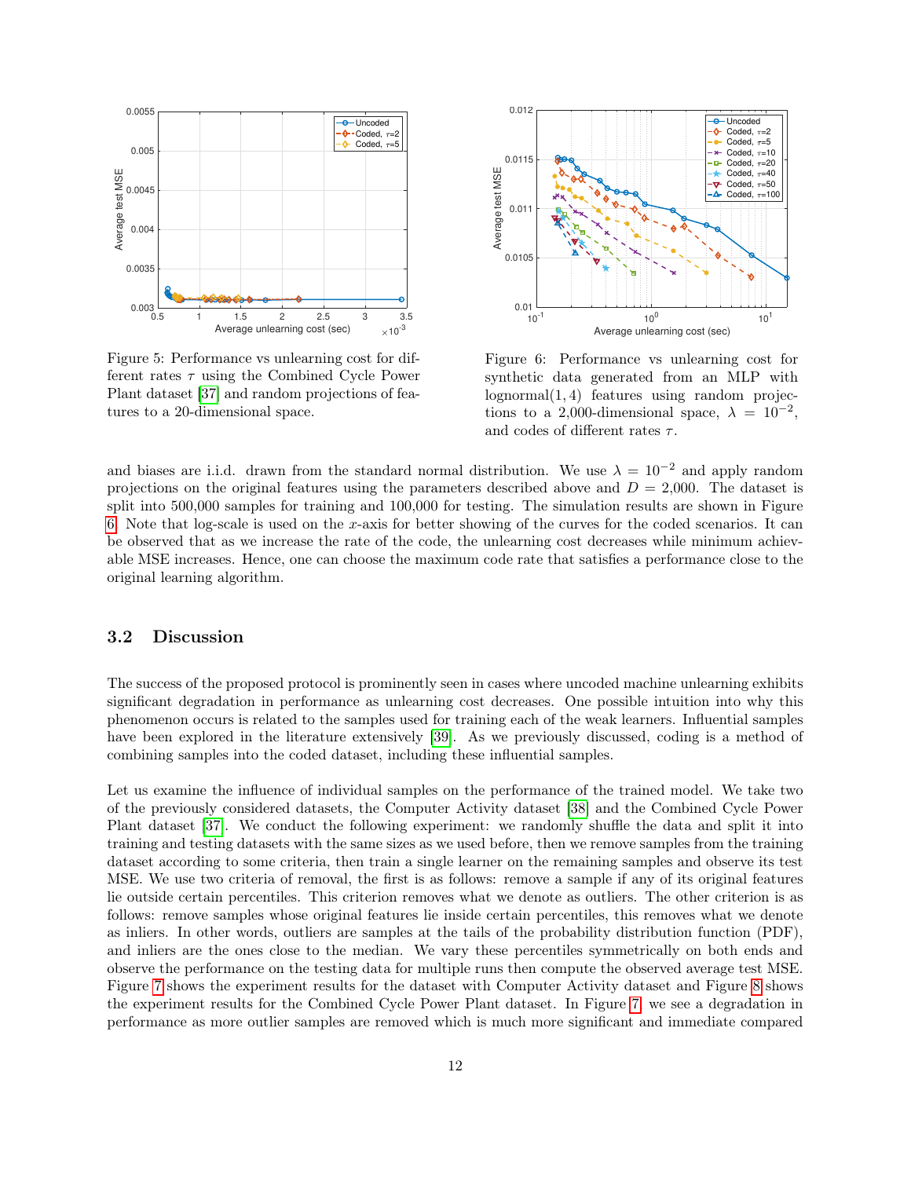Figure 5: Performance vs unlearning cost for different rates $\tau$ using the Combined Cycle Power Plant dataset [37] and random projections of features to a 20-dimensional space.

Figure 6: Performance vs unlearning cost for synthetic data generated from an MLP with lognormal$(1, 4)$ features using random projections to a 2,000-dimensional space, $\lambda = 10^{-2}$, and codes of different rates $\tau$.

and biases are i.i.d. drawn from the standard normal distribution. We use $\lambda = 10^{-2}$ and apply random projections on the original features using the parameters described above and $D = 2{,}000$. The dataset is split into 500,000 samples for training and 100,000 for testing. The simulation results are shown in Figure 6. Note that log-scale is used on the $x$-axis for better showing of the curves for the coded scenarios. It can be observed that as we increase the rate of the code, the unlearning cost decreases while minimum achievable MSE increases. Hence, one can choose the maximum code rate that satisfies a performance close to the original learning algorithm.

### 3.2 Discussion

The success of the proposed protocol is prominently seen in cases where uncoded machine unlearning exhibits significant degradation in performance as unlearning cost decreases. One possible intuition into why this phenomenon occurs is related to the samples used for training each of the weak learners. Influential samples have been explored in the literature extensively [39]. As we previously discussed, coding is a method of combining samples into the coded dataset, including these influential samples.

Let us examine the influence of individual samples on the performance of the trained model. We take two of the previously considered datasets, the Computer Activity dataset [38] and the Combined Cycle Power Plant dataset [37]. We conduct the following experiment: we randomly shuffle the data and split it into training and testing datasets with the same sizes as we used before, then we remove samples from the training dataset according to some criteria, then train a single learner on the remaining samples and observe its test MSE. We use two criteria of removal, the first is as follows: remove a sample if any of its original features lie outside certain percentiles. This criterion removes what we denote as outliers. The other criterion is as follows: remove samples whose original features lie inside certain percentiles, this removes what we denote as inliers. In other words, outliers are samples at the tails of the probability distribution function (PDF), and inliers are the ones close to the median. We vary these percentiles symmetrically on both ends and observe the performance on the testing data for multiple runs then compute the observed average test MSE. Figure 7 shows the experiment results for the dataset with Computer Activity dataset and Figure 8 shows the experiment results for the Combined Cycle Power Plant dataset. In Figure 7, we see a degradation in performance as more outlier samples are removed which is much more significant and immediate compared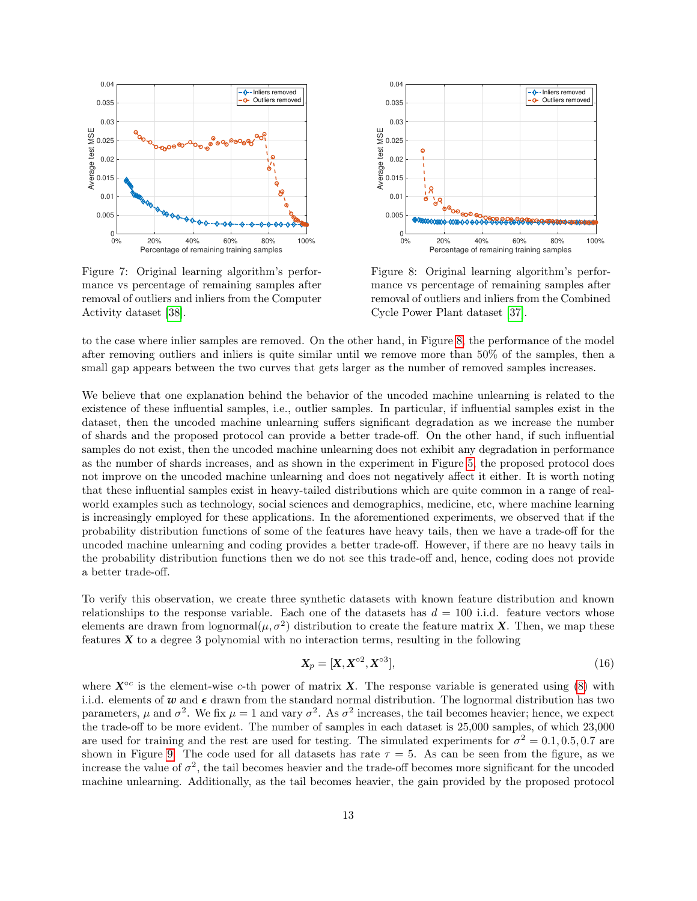Figure 7: Original learning algorithm's performance vs percentage of remaining samples after removal of outliers and inliers from the Computer Activity dataset [38].

Figure 8: Original learning algorithm's performance vs percentage of remaining samples after removal of outliers and inliers from the Combined Cycle Power Plant dataset [37].

to the case where inlier samples are removed. On the other hand, in Figure 8, the performance of the model after removing outliers and inliers is quite similar until we remove more than 50% of the samples, then a small gap appears between the two curves that gets larger as the number of removed samples increases.

We believe that one explanation behind the behavior of the uncoded machine unlearning is related to the existence of these influential samples, i.e., outlier samples. In particular, if influential samples exist in the dataset, then the uncoded machine unlearning suffers significant degradation as we increase the number of shards and the proposed protocol can provide a better trade-off. On the other hand, if such influential samples do not exist, then the uncoded machine unlearning does not exhibit any degradation in performance as the number of shards increases, and as shown in the experiment in Figure 5, the proposed protocol does not improve on the uncoded machine unlearning and does not negatively affect it either. It is worth noting that these influential samples exist in heavy-tailed distributions which are quite common in a range of real-world examples such as technology, social sciences and demographics, medicine, etc, where machine learning is increasingly employed for these applications. In the aforementioned experiments, we observed that if the probability distribution functions of some of the features have heavy tails, then we have a trade-off for the uncoded machine unlearning and coding provides a better trade-off. However, if there are no heavy tails in the probability distribution functions then we do not see this trade-off and, hence, coding does not provide a better trade-off.

To verify this observation, we create three synthetic datasets with known feature distribution and known relationships to the response variable. Each one of the datasets has $d = 100$ i.i.d. feature vectors whose elements are drawn from lognormal$(\mu, \sigma^2)$ distribution to create the feature matrix $\boldsymbol{X}$. Then, we map these features $\boldsymbol{X}$ to a degree 3 polynomial with no interaction terms, resulting in the following

$$\boldsymbol{X}_p = [\boldsymbol{X}, \boldsymbol{X}^{\circ 2}, \boldsymbol{X}^{\circ 3}], \tag{16}$$

where $\boldsymbol{X}^{\circ c}$ is the element-wise $c$-th power of matrix $\boldsymbol{X}$. The response variable is generated using (8) with i.i.d. elements of $\boldsymbol{w}$ and $\boldsymbol{\epsilon}$ drawn from the standard normal distribution. The lognormal distribution has two parameters, $\mu$ and $\sigma^2$. We fix $\mu = 1$ and vary $\sigma^2$. As $\sigma^2$ increases, the tail becomes heavier; hence, we expect the trade-off to be more evident. The number of samples in each dataset is 25,000 samples, of which 23,000 are used for training and the rest are used for testing. The simulated experiments for $\sigma^2 = 0.1, 0.5, 0.7$ are shown in Figure 9. The code used for all datasets has rate $\tau = 5$. As can be seen from the figure, as we increase the value of $\sigma^2$, the tail becomes heavier and the trade-off becomes more significant for the uncoded machine unlearning. Additionally, as the tail becomes heavier, the gain provided by the proposed protocol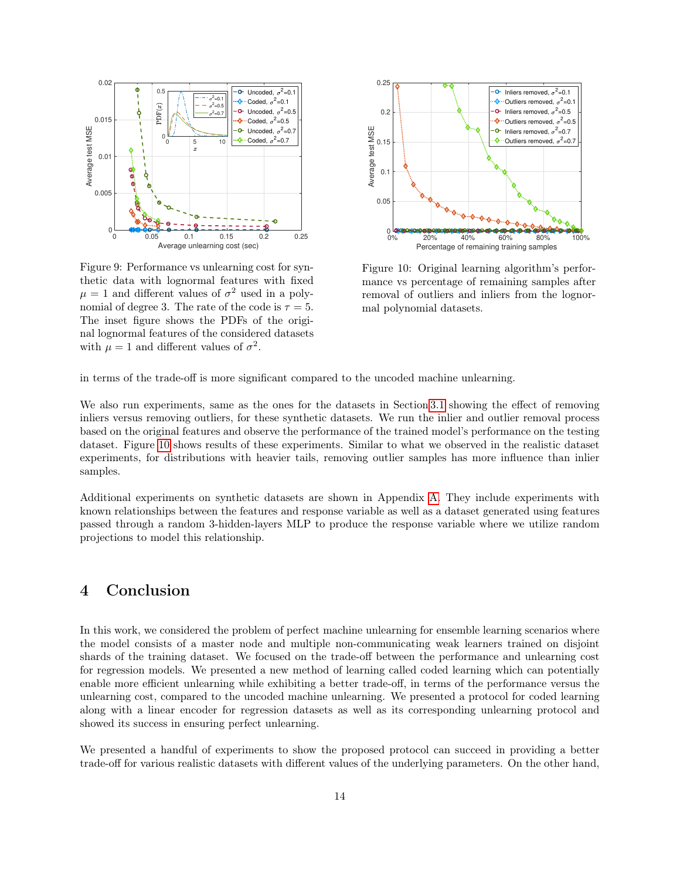Figure 9: Performance vs unlearning cost for synthetic data with lognormal features with fixed $\mu = 1$ and different values of $\sigma^2$ used in a polynomial of degree 3. The rate of the code is $\tau = 5$. The inset figure shows the PDFs of the original lognormal features of the considered datasets with $\mu = 1$ and different values of $\sigma^2$.

Figure 10: Original learning algorithm's performance vs percentage of remaining samples after removal of outliers and inliers from the lognormal polynomial datasets.

in terms of the trade-off is more significant compared to the uncoded machine unlearning.

We also run experiments, same as the ones for the datasets in Section 3.1 showing the effect of removing inliers versus removing outliers, for these synthetic datasets. We run the inlier and outlier removal process based on the original features and observe the performance of the trained model's performance on the testing dataset. Figure 10 shows results of these experiments. Similar to what we observed in the realistic dataset experiments, for distributions with heavier tails, removing outlier samples has more influence than inlier samples.

Additional experiments on synthetic datasets are shown in Appendix A. They include experiments with known relationships between the features and response variable as well as a dataset generated using features passed through a random 3-hidden-layers MLP to produce the response variable where we utilize random projections to model this relationship.

# 4 Conclusion

In this work, we considered the problem of perfect machine unlearning for ensemble learning scenarios where the model consists of a master node and multiple non-communicating weak learners trained on disjoint shards of the training dataset. We focused on the trade-off between the performance and unlearning cost for regression models. We presented a new method of learning called coded learning which can potentially enable more efficient unlearning while exhibiting a better trade-off, in terms of the performance versus the unlearning cost, compared to the uncoded machine unlearning. We presented a protocol for coded learning along with a linear encoder for regression datasets as well as its corresponding unlearning protocol and showed its success in ensuring perfect unlearning.

We presented a handful of experiments to show the proposed protocol can succeed in providing a better trade-off for various realistic datasets with different values of the underlying parameters. On the other hand,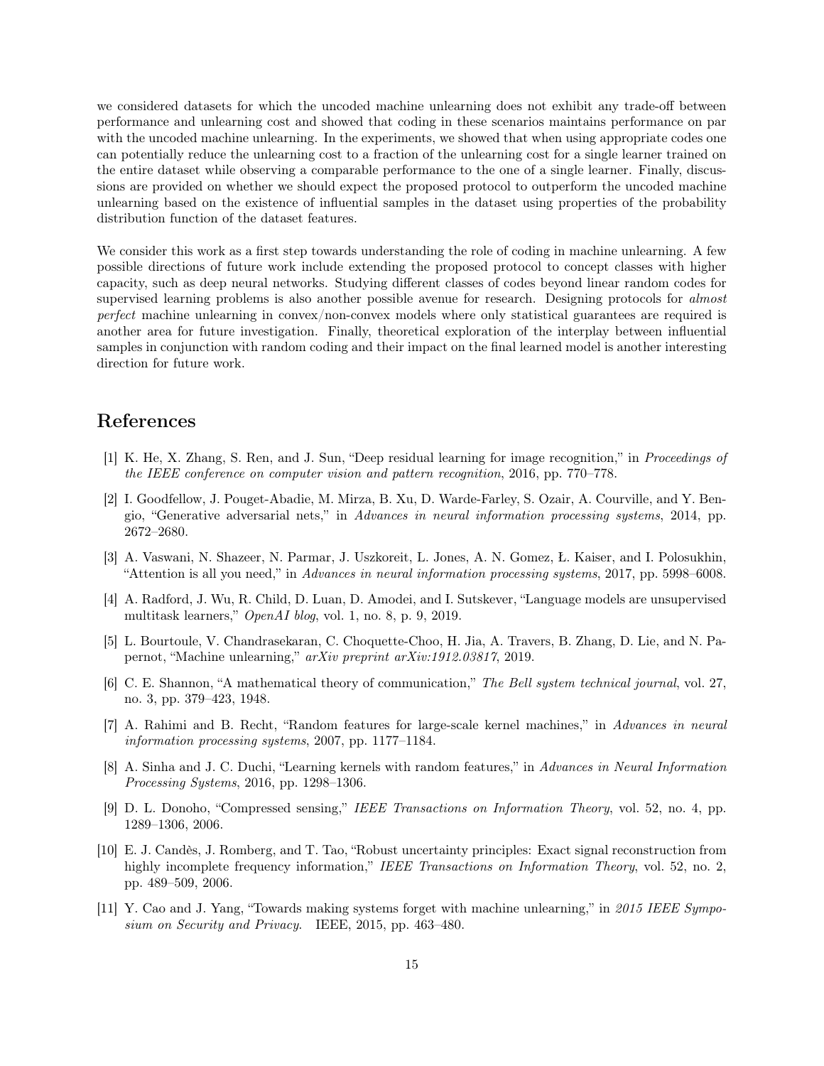we considered datasets for which the uncoded machine unlearning does not exhibit any trade-off between performance and unlearning cost and showed that coding in these scenarios maintains performance on par with the uncoded machine unlearning. In the experiments, we showed that when using appropriate codes one can potentially reduce the unlearning cost to a fraction of the unlearning cost for a single learner trained on the entire dataset while observing a comparable performance to the one of a single learner. Finally, discussions are provided on whether we should expect the proposed protocol to outperform the uncoded machine unlearning based on the existence of influential samples in the dataset using properties of the probability distribution function of the dataset features.

We consider this work as a first step towards understanding the role of coding in machine unlearning. A few possible directions of future work include extending the proposed protocol to concept classes with higher capacity, such as deep neural networks. Studying different classes of codes beyond linear random codes for supervised learning problems is also another possible avenue for research. Designing protocols for *almost perfect* machine unlearning in convex/non-convex models where only statistical guarantees are required is another area for future investigation. Finally, theoretical exploration of the interplay between influential samples in conjunction with random coding and their impact on the final learned model is another interesting direction for future work.

# References

[1] K. He, X. Zhang, S. Ren, and J. Sun, "Deep residual learning for image recognition," in *Proceedings of the IEEE conference on computer vision and pattern recognition*, 2016, pp. 770–778.

[2] I. Goodfellow, J. Pouget-Abadie, M. Mirza, B. Xu, D. Warde-Farley, S. Ozair, A. Courville, and Y. Bengio, "Generative adversarial nets," in *Advances in neural information processing systems*, 2014, pp. 2672–2680.

[3] A. Vaswani, N. Shazeer, N. Parmar, J. Uszkoreit, L. Jones, A. N. Gomez, Ł. Kaiser, and I. Polosukhin, "Attention is all you need," in *Advances in neural information processing systems*, 2017, pp. 5998–6008.

[4] A. Radford, J. Wu, R. Child, D. Luan, D. Amodei, and I. Sutskever, "Language models are unsupervised multitask learners," *OpenAI blog*, vol. 1, no. 8, p. 9, 2019.

[5] L. Bourtoule, V. Chandrasekaran, C. Choquette-Choo, H. Jia, A. Travers, B. Zhang, D. Lie, and N. Papernot, "Machine unlearning," *arXiv preprint arXiv:1912.03817*, 2019.

[6] C. E. Shannon, "A mathematical theory of communication," *The Bell system technical journal*, vol. 27, no. 3, pp. 379–423, 1948.

[7] A. Rahimi and B. Recht, "Random features for large-scale kernel machines," in *Advances in neural information processing systems*, 2007, pp. 1177–1184.

[8] A. Sinha and J. C. Duchi, "Learning kernels with random features," in *Advances in Neural Information Processing Systems*, 2016, pp. 1298–1306.

[9] D. L. Donoho, "Compressed sensing," *IEEE Transactions on Information Theory*, vol. 52, no. 4, pp. 1289–1306, 2006.

[10] E. J. Candès, J. Romberg, and T. Tao, "Robust uncertainty principles: Exact signal reconstruction from highly incomplete frequency information," *IEEE Transactions on Information Theory*, vol. 52, no. 2, pp. 489–509, 2006.

[11] Y. Cao and J. Yang, "Towards making systems forget with machine unlearning," in *2015 IEEE Symposium on Security and Privacy*. IEEE, 2015, pp. 463–480.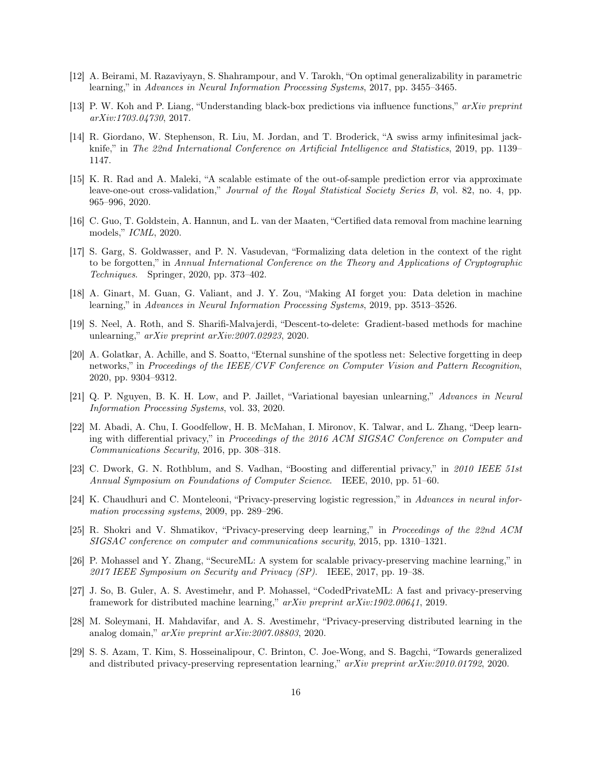[12] A. Beirami, M. Razaviyayn, S. Shahrampour, and V. Tarokh, "On optimal generalizability in parametric learning," in *Advances in Neural Information Processing Systems*, 2017, pp. 3455–3465.

[13] P. W. Koh and P. Liang, "Understanding black-box predictions via influence functions," *arXiv preprint arXiv:1703.04730*, 2017.

[14] R. Giordano, W. Stephenson, R. Liu, M. Jordan, and T. Broderick, "A swiss army infinitesimal jackknife," in *The 22nd International Conference on Artificial Intelligence and Statistics*, 2019, pp. 1139–1147.

[15] K. R. Rad and A. Maleki, "A scalable estimate of the out-of-sample prediction error via approximate leave-one-out cross-validation," *Journal of the Royal Statistical Society Series B*, vol. 82, no. 4, pp. 965–996, 2020.

[16] C. Guo, T. Goldstein, A. Hannun, and L. van der Maaten, "Certified data removal from machine learning models," *ICML*, 2020.

[17] S. Garg, S. Goldwasser, and P. N. Vasudevan, "Formalizing data deletion in the context of the right to be forgotten," in *Annual International Conference on the Theory and Applications of Cryptographic Techniques*. Springer, 2020, pp. 373–402.

[18] A. Ginart, M. Guan, G. Valiant, and J. Y. Zou, "Making AI forget you: Data deletion in machine learning," in *Advances in Neural Information Processing Systems*, 2019, pp. 3513–3526.

[19] S. Neel, A. Roth, and S. Sharifi-Malvajerdi, "Descent-to-delete: Gradient-based methods for machine unlearning," *arXiv preprint arXiv:2007.02923*, 2020.

[20] A. Golatkar, A. Achille, and S. Soatto, "Eternal sunshine of the spotless net: Selective forgetting in deep networks," in *Proceedings of the IEEE/CVF Conference on Computer Vision and Pattern Recognition*, 2020, pp. 9304–9312.

[21] Q. P. Nguyen, B. K. H. Low, and P. Jaillet, "Variational bayesian unlearning," *Advances in Neural Information Processing Systems*, vol. 33, 2020.

[22] M. Abadi, A. Chu, I. Goodfellow, H. B. McMahan, I. Mironov, K. Talwar, and L. Zhang, "Deep learning with differential privacy," in *Proceedings of the 2016 ACM SIGSAC Conference on Computer and Communications Security*, 2016, pp. 308–318.

[23] C. Dwork, G. N. Rothblum, and S. Vadhan, "Boosting and differential privacy," in *2010 IEEE 51st Annual Symposium on Foundations of Computer Science*. IEEE, 2010, pp. 51–60.

[24] K. Chaudhuri and C. Monteleoni, "Privacy-preserving logistic regression," in *Advances in neural information processing systems*, 2009, pp. 289–296.

[25] R. Shokri and V. Shmatikov, "Privacy-preserving deep learning," in *Proceedings of the 22nd ACM SIGSAC conference on computer and communications security*, 2015, pp. 1310–1321.

[26] P. Mohassel and Y. Zhang, "SecureML: A system for scalable privacy-preserving machine learning," in *2017 IEEE Symposium on Security and Privacy (SP)*. IEEE, 2017, pp. 19–38.

[27] J. So, B. Guler, A. S. Avestimehr, and P. Mohassel, "CodedPrivateML: A fast and privacy-preserving framework for distributed machine learning," *arXiv preprint arXiv:1902.00641*, 2019.

[28] M. Soleymani, H. Mahdavifar, and A. S. Avestimehr, "Privacy-preserving distributed learning in the analog domain," *arXiv preprint arXiv:2007.08803*, 2020.

[29] S. S. Azam, T. Kim, S. Hosseinalipour, C. Brinton, C. Joe-Wong, and S. Bagchi, "Towards generalized and distributed privacy-preserving representation learning," *arXiv preprint arXiv:2010.01792*, 2020.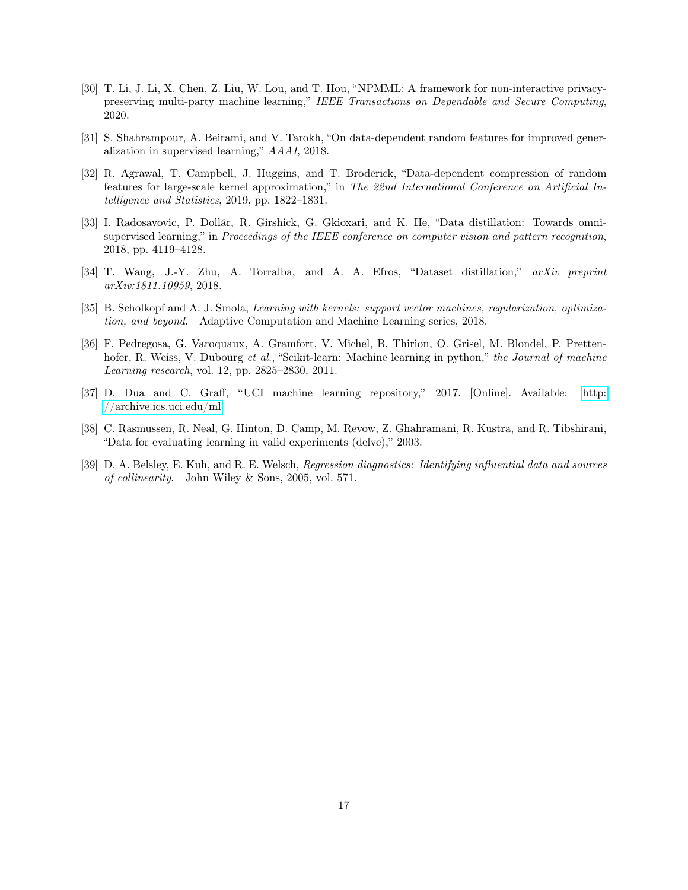[30] T. Li, J. Li, X. Chen, Z. Liu, W. Lou, and T. Hou, "NPMML: A framework for non-interactive privacy-preserving multi-party machine learning," *IEEE Transactions on Dependable and Secure Computing*, 2020.

[31] S. Shahrampour, A. Beirami, and V. Tarokh, "On data-dependent random features for improved generalization in supervised learning," *AAAI*, 2018.

[32] R. Agrawal, T. Campbell, J. Huggins, and T. Broderick, "Data-dependent compression of random features for large-scale kernel approximation," in *The 22nd International Conference on Artificial Intelligence and Statistics*, 2019, pp. 1822–1831.

[33] I. Radosavovic, P. Dollár, R. Girshick, G. Gkioxari, and K. He, "Data distillation: Towards omni-supervised learning," in *Proceedings of the IEEE conference on computer vision and pattern recognition*, 2018, pp. 4119–4128.

[34] T. Wang, J.-Y. Zhu, A. Torralba, and A. A. Efros, "Dataset distillation," *arXiv preprint arXiv:1811.10959*, 2018.

[35] B. Scholkopf and A. J. Smola, *Learning with kernels: support vector machines, regularization, optimization, and beyond*. Adaptive Computation and Machine Learning series, 2018.

[36] F. Pedregosa, G. Varoquaux, A. Gramfort, V. Michel, B. Thirion, O. Grisel, M. Blondel, P. Prettenhofer, R. Weiss, V. Dubourg *et al.*, "Scikit-learn: Machine learning in python," *the Journal of machine Learning research*, vol. 12, pp. 2825–2830, 2011.

[37] D. Dua and C. Graff, "UCI machine learning repository," 2017. [Online]. Available: http://archive.ics.uci.edu/ml

[38] C. Rasmussen, R. Neal, G. Hinton, D. Camp, M. Revow, Z. Ghahramani, R. Kustra, and R. Tibshirani, "Data for evaluating learning in valid experiments (delve)," 2003.

[39] D. A. Belsley, E. Kuh, and R. E. Welsch, *Regression diagnostics: Identifying influential data and sources of collinearity*. John Wiley & Sons, 2005, vol. 571.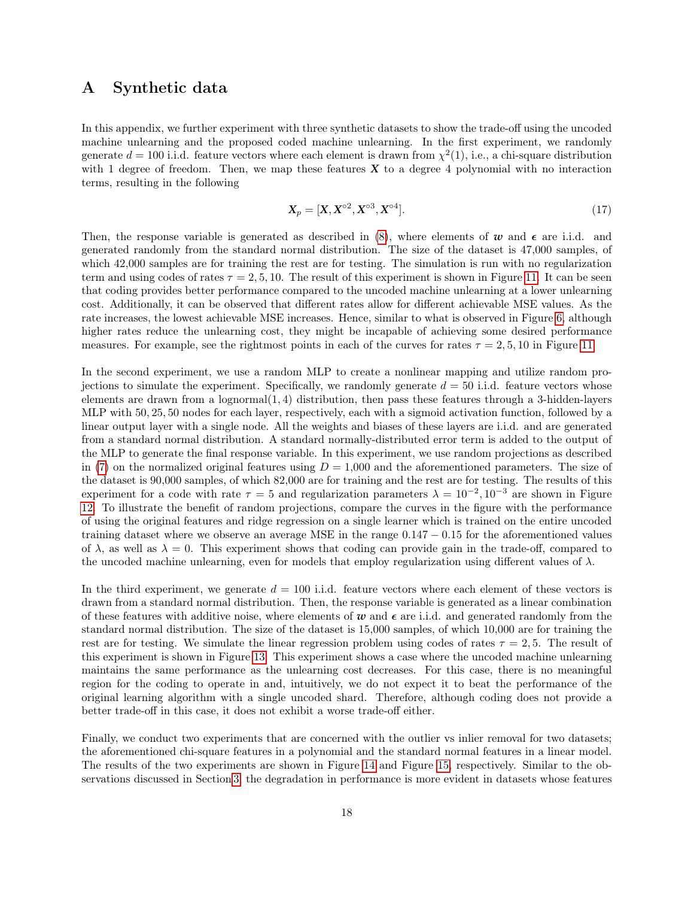# A Synthetic data

In this appendix, we further experiment with three synthetic datasets to show the trade-off using the uncoded machine unlearning and the proposed coded machine unlearning. In the first experiment, we randomly generate $d = 100$ i.i.d. feature vectors where each element is drawn from $\chi^2(1)$, i.e., a chi-square distribution with 1 degree of freedom. Then, we map these features $\boldsymbol{X}$ to a degree 4 polynomial with no interaction terms, resulting in the following

$$\boldsymbol{X}_p = [\boldsymbol{X}, \boldsymbol{X}^{\circ 2}, \boldsymbol{X}^{\circ 3}, \boldsymbol{X}^{\circ 4}]. \tag{17}$$

Then, the response variable is generated as described in (8), where elements of $\boldsymbol{w}$ and $\boldsymbol{\epsilon}$ are i.i.d. and generated randomly from the standard normal distribution. The size of the dataset is 47,000 samples, of which 42,000 samples are for training the rest are for testing. The simulation is run with no regularization term and using codes of rates $\tau = 2, 5, 10$. The result of this experiment is shown in Figure 11. It can be seen that coding provides better performance compared to the uncoded machine unlearning at a lower unlearning cost. Additionally, it can be observed that different rates allow for different achievable MSE values. As the rate increases, the lowest achievable MSE increases. Hence, similar to what is observed in Figure 6, although higher rates reduce the unlearning cost, they might be incapable of achieving some desired performance measures. For example, see the rightmost points in each of the curves for rates $\tau = 2, 5, 10$ in Figure 11.

In the second experiment, we use a random MLP to create a nonlinear mapping and utilize random projections to simulate the experiment. Specifically, we randomly generate $d = 50$ i.i.d. feature vectors whose elements are drawn from a lognormal$(1, 4)$ distribution, then pass these features through a 3-hidden-layers MLP with $50, 25, 50$ nodes for each layer, respectively, each with a sigmoid activation function, followed by a linear output layer with a single node. All the weights and biases of these layers are i.i.d. and are generated from a standard normal distribution. A standard normally-distributed error term is added to the output of the MLP to generate the final response variable. In this experiment, we use random projections as described in (7) on the normalized original features using $D = 1{,}000$ and the aforementioned parameters. The size of the dataset is 90,000 samples, of which 82,000 are for training and the rest are for testing. The results of this experiment for a code with rate $\tau = 5$ and regularization parameters $\lambda = 10^{-2}, 10^{-3}$ are shown in Figure 12. To illustrate the benefit of random projections, compare the curves in the figure with the performance of using the original features and ridge regression on a single learner which is trained on the entire uncoded training dataset where we observe an average MSE in the range $0.147 - 0.15$ for the aforementioned values of $\lambda$, as well as $\lambda = 0$. This experiment shows that coding can provide gain in the trade-off, compared to the uncoded machine unlearning, even for models that employ regularization using different values of $\lambda$.

In the third experiment, we generate $d = 100$ i.i.d. feature vectors where each element of these vectors is drawn from a standard normal distribution. Then, the response variable is generated as a linear combination of these features with additive noise, where elements of $\boldsymbol{w}$ and $\boldsymbol{\epsilon}$ are i.i.d. and generated randomly from the standard normal distribution. The size of the dataset is 15,000 samples, of which 10,000 are for training the rest are for testing. We simulate the linear regression problem using codes of rates $\tau = 2, 5$. The result of this experiment is shown in Figure 13. This experiment shows a case where the uncoded machine unlearning maintains the same performance as the unlearning cost decreases. For this case, there is no meaningful region for the coding to operate in and, intuitively, we do not expect it to beat the performance of the original learning algorithm with a single uncoded shard. Therefore, although coding does not provide a better trade-off in this case, it does not exhibit a worse trade-off either.

Finally, we conduct two experiments that are concerned with the outlier vs inlier removal for two datasets; the aforementioned chi-square features in a polynomial and the standard normal features in a linear model. The results of the two experiments are shown in Figure 14 and Figure 15, respectively. Similar to the observations discussed in Section 3, the degradation in performance is more evident in datasets whose features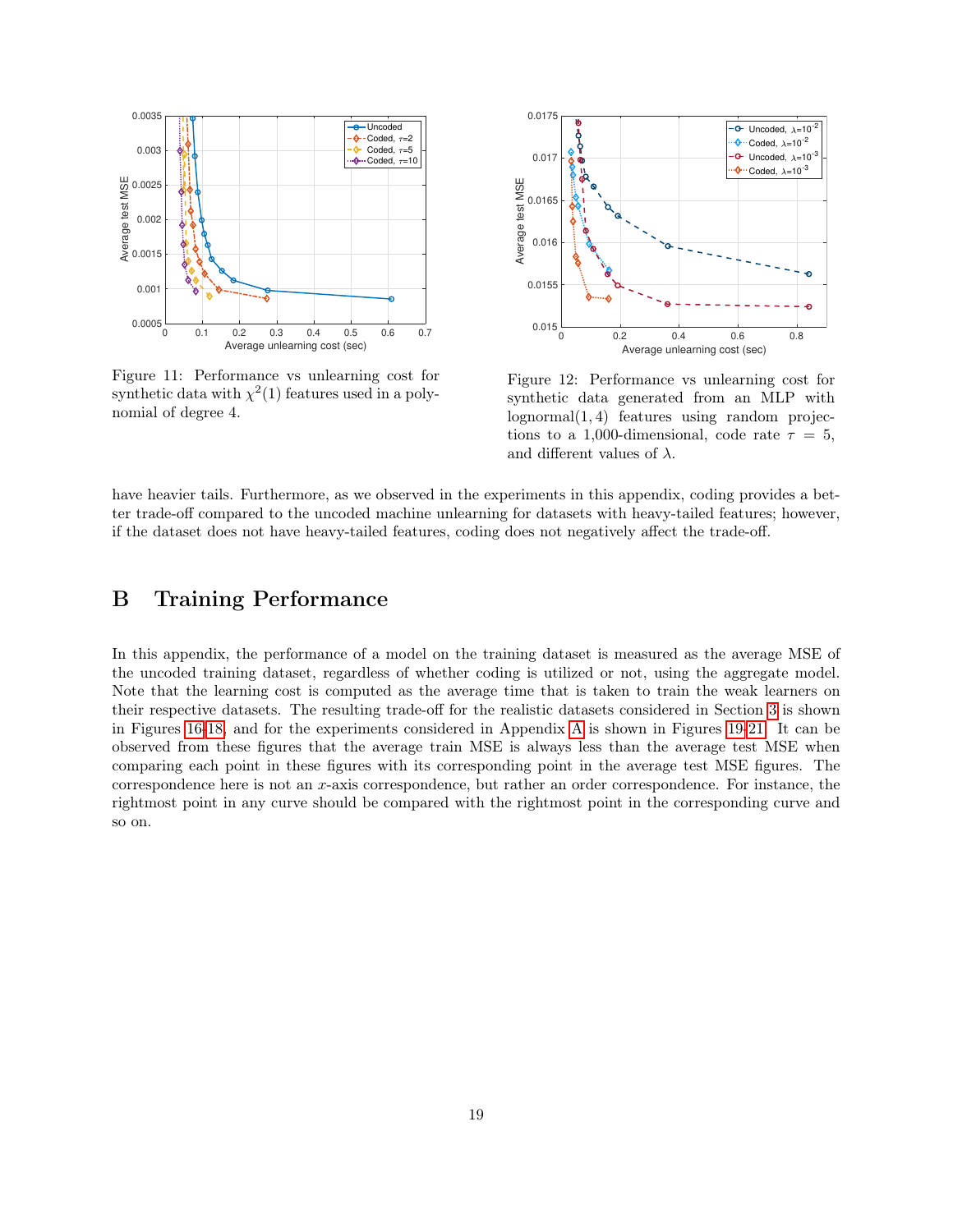Figure 11: Performance vs unlearning cost for synthetic data with $\chi^2(1)$ features used in a polynomial of degree 4.

Figure 12: Performance vs unlearning cost for synthetic data generated from an MLP with lognormal$(1, 4)$ features using random projections to a 1,000-dimensional, code rate $\tau = 5$, and different values of $\lambda$.

have heavier tails. Furthermore, as we observed in the experiments in this appendix, coding provides a better trade-off compared to the uncoded machine unlearning for datasets with heavy-tailed features; however, if the dataset does not have heavy-tailed features, coding does not negatively affect the trade-off.

# B Training Performance

In this appendix, the performance of a model on the training dataset is measured as the average MSE of the uncoded training dataset, regardless of whether coding is utilized or not, using the aggregate model. Note that the learning cost is computed as the average time that is taken to train the weak learners on their respective datasets. The resulting trade-off for the realistic datasets considered in Section 3 is shown in Figures 16-18, and for the experiments considered in Appendix A is shown in Figures 19-21. It can be observed from these figures that the average train MSE is always less than the average test MSE when comparing each point in these figures with its corresponding point in the average test MSE figures. The correspondence here is not an $x$-axis correspondence, but rather an order correspondence. For instance, the rightmost point in any curve should be compared with the rightmost point in the corresponding curve and so on.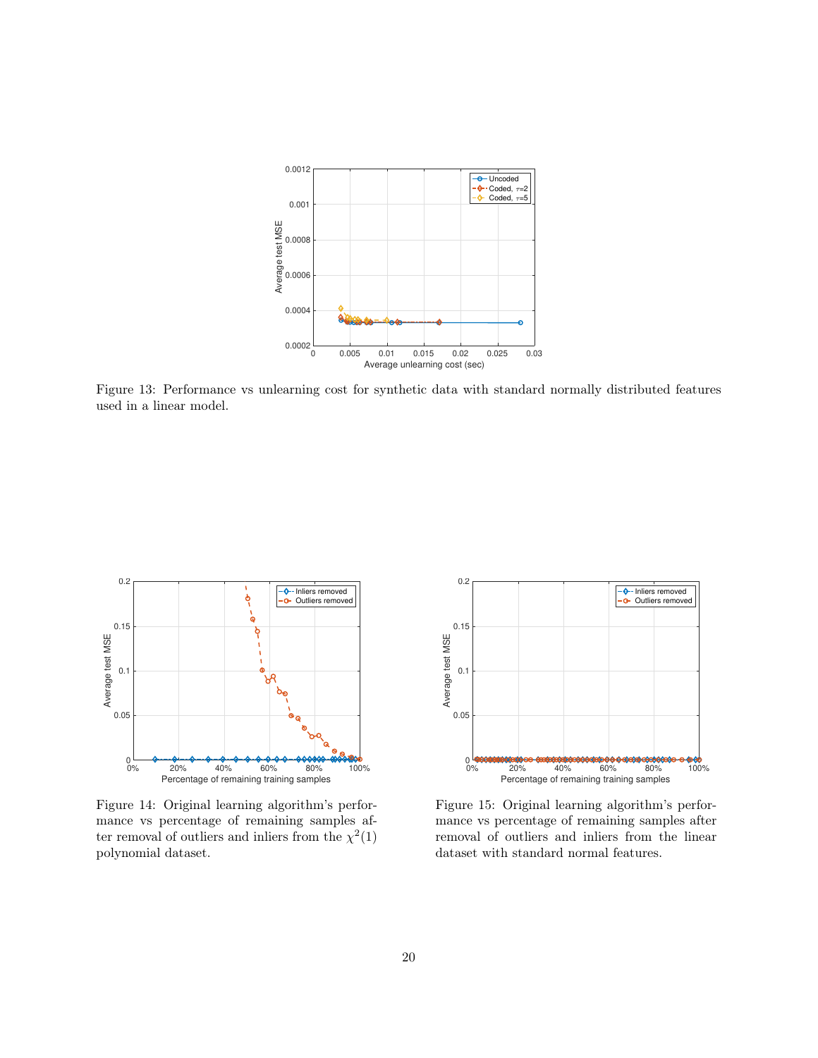Figure 13: Performance vs unlearning cost for synthetic data with standard normally distributed features used in a linear model.

Figure 14: Original learning algorithm's performance vs percentage of remaining samples after removal of outliers and inliers from the $\chi^2(1)$ polynomial dataset.

Figure 15: Original learning algorithm's performance vs percentage of remaining samples after removal of outliers and inliers from the linear dataset with standard normal features.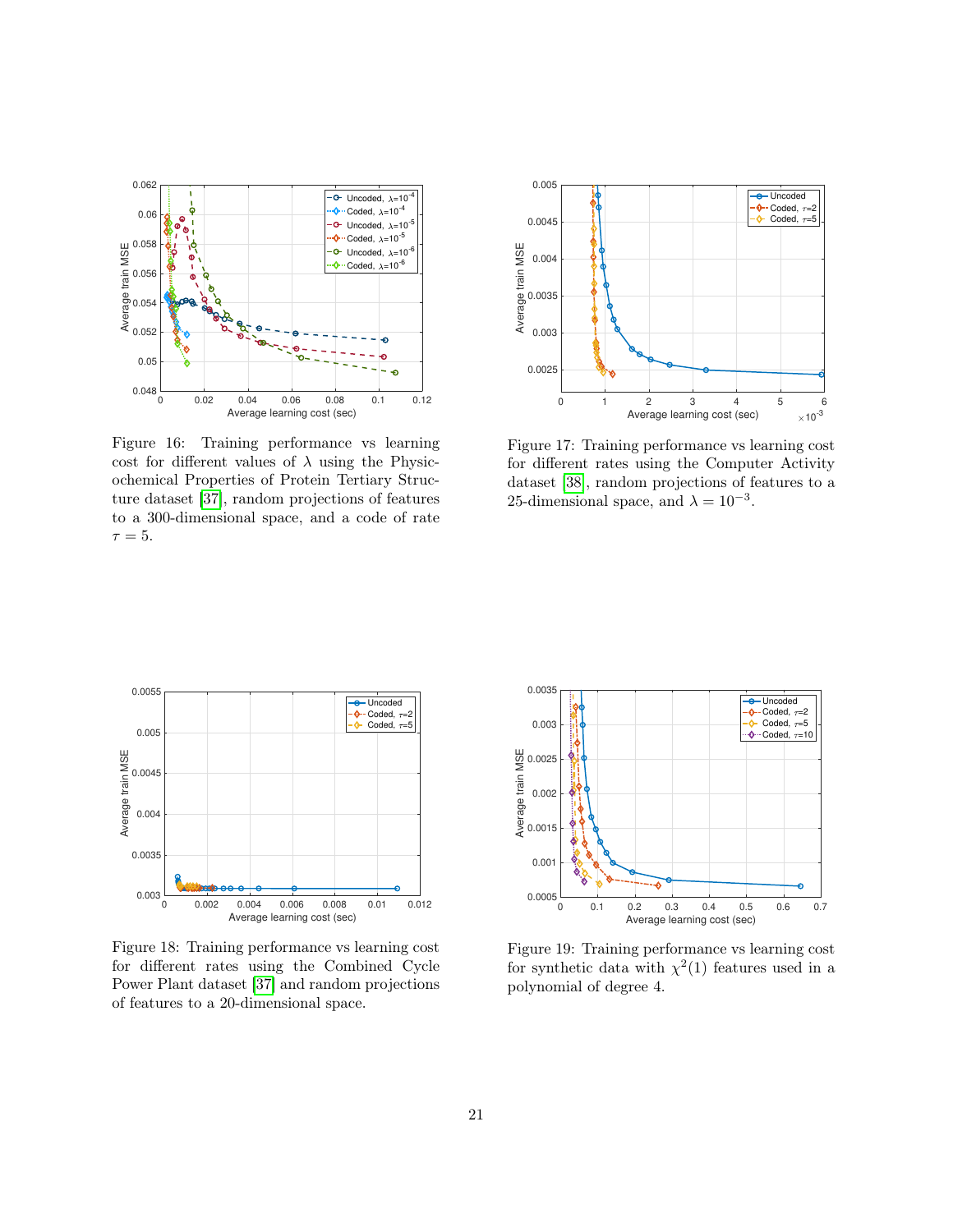Figure 16: Training performance vs learning cost for different values of $\lambda$ using the Physicochemical Properties of Protein Tertiary Structure dataset [37], random projections of features to a 300-dimensional space, and a code of rate $\tau = 5$.

Figure 17: Training performance vs learning cost for different rates using the Computer Activity dataset [38], random projections of features to a 25-dimensional space, and $\lambda = 10^{-3}$.

Figure 18: Training performance vs learning cost for different rates using the Combined Cycle Power Plant dataset [37] and random projections of features to a 20-dimensional space.

Figure 19: Training performance vs learning cost for synthetic data with $\chi^2(1)$ features used in a polynomial of degree 4.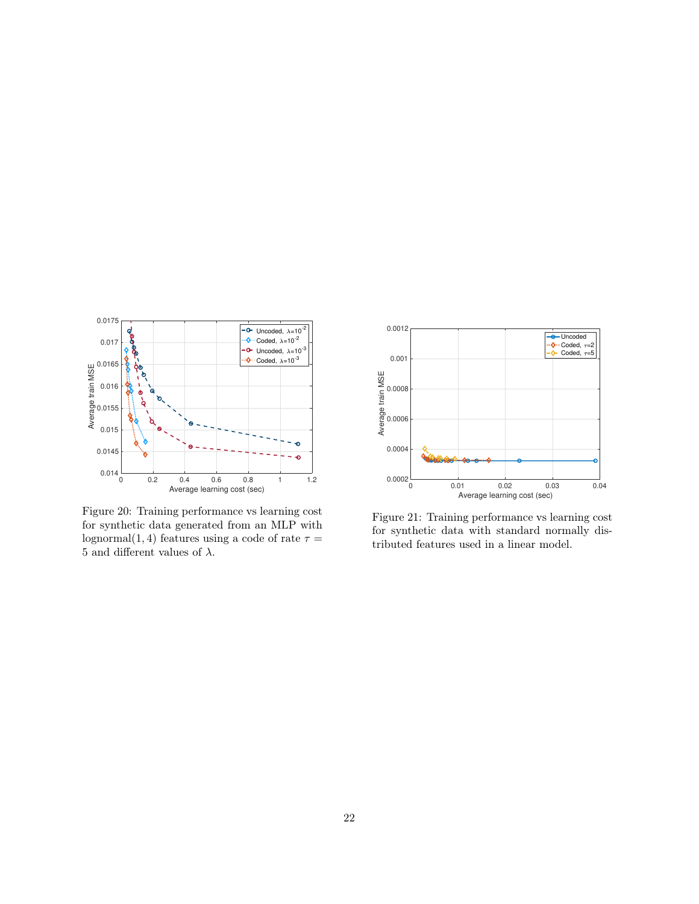0.0175
0.017
0.0165
0.016
0.0155
0.015
0.0145
0.014
Average train MSE
0
0.2
0.4
0.6
0.8
1
1.2
Average learning cost (sec)
Uncoded, $\lambda$=10$^{-2}$
Coded, $\lambda$=10$^{-2}$
Uncoded, $\lambda$=10$^{-3}$
Coded, $\lambda$=10$^{-3}$

Figure 20: Training performance vs learning cost for synthetic data generated from an MLP with lognormal$(1, 4)$ features using a code of rate $\tau = 5$ and different values of $\lambda$.

0.0012
0.001
0.0008
0.0006
0.0004
0.0002
Average train MSE
0
0.01
0.02
0.03
0.04
Average learning cost (sec)
Uncoded
Coded, $\tau$=2
Coded, $\tau$=5

Figure 21: Training performance vs learning cost for synthetic data with standard normally distributed features used in a linear model.